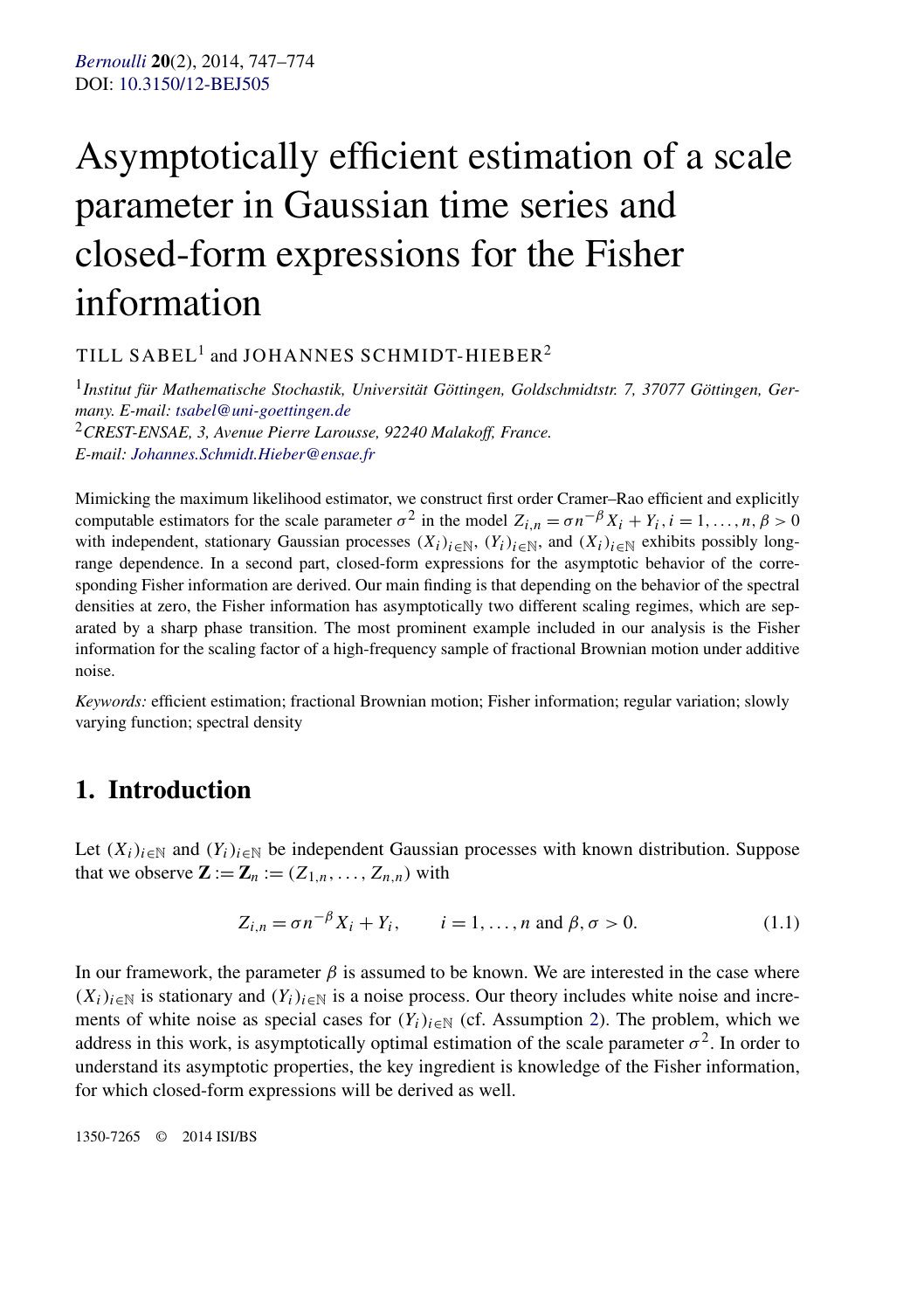# Asymptotically efficient estimation of a scale parameter in Gaussian time series and closed-form expressions for the Fisher information

TILL SABEL[1] and JOHANNES SCHMIDT-HIEBER[2]

[1] *Institut für Mathematische Stochastik, Universität Göttingen, Goldschmidtstr. 7, 37077 Göttingen, Germany. E-mail: tsabel@uni-goettingen.de*

[2] *CREST-ENSAE, 3, Avenue Pierre Larousse, 92240 Malakoff, France. E-mail: Johannes.Schmidt.Hieber@ensae.fr*

Mimicking the maximum likelihood estimator, we construct first order Cramer–Rao efficient and explicitly computable estimators for the scale parameter $\sigma^2$ in the model $Z_{i,n} = \sigma n^{-\beta} X_i + Y_i, i = 1, \ldots, n, \beta > 0$ with independent, stationary Gaussian processes $(X_i)_{i\in\mathbb{N}}$, $(Y_i)_{i\in\mathbb{N}}$, and $(X_i)_{i\in\mathbb{N}}$ exhibits possibly long-range dependence. In a second part, closed-form expressions for the asymptotic behavior of the corresponding Fisher information are derived. Our main finding is that depending on the behavior of the spectral densities at zero, the Fisher information has asymptotically two different scaling regimes, which are separated by a sharp phase transition. The most prominent example included in our analysis is the Fisher information for the scaling factor of a high-frequency sample of fractional Brownian motion under additive noise.

*Keywords:* efficient estimation; fractional Brownian motion; Fisher information; regular variation; slowly varying function; spectral density

## 1. Introduction

Let $(X_i)_{i\in\mathbb{N}}$ and $(Y_i)_{i\in\mathbb{N}}$ be independent Gaussian processes with known distribution. Suppose that we observe $\mathbf{Z} := \mathbf{Z}_n := (Z_{1,n}, \ldots, Z_{n,n})$ with

$$Z_{i,n} = \sigma n^{-\beta} X_i + Y_i, \qquad i = 1, \ldots, n \text{ and } \beta, \sigma > 0. \tag{1.1}$$

In our framework, the parameter $\beta$ is assumed to be known. We are interested in the case where $(X_i)_{i\in\mathbb{N}}$ is stationary and $(Y_i)_{i\in\mathbb{N}}$ is a noise process. Our theory includes white noise and increments of white noise as special cases for $(Y_i)_{i\in\mathbb{N}}$ (cf. Assumption 2). The problem, which we address in this work, is asymptotically optimal estimation of the scale parameter $\sigma^2$. In order to understand its asymptotic properties, the key ingredient is knowledge of the Fisher information, for which closed-form expressions will be derived as well.

1350-7265 © 2014 ISI/BS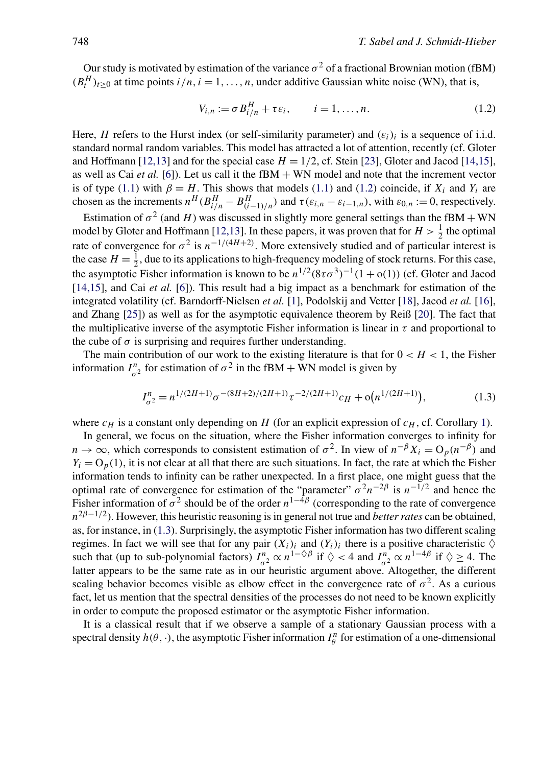Our study is motivated by estimation of the variance $\sigma^2$ of a fractional Brownian motion (fBM) $(B_t^H)_{t\geq 0}$ at time points $i/n, i = 1, \ldots, n$, under additive Gaussian white noise (WN), that is,

$$V_{i,n} := \sigma B_{i/n}^H + \tau \varepsilon_i, \qquad i = 1, \ldots, n. \tag{1.2}$$

Here, $H$ refers to the Hurst index (or self-similarity parameter) and $(\varepsilon_i)_i$ is a sequence of i.i.d. standard normal random variables. This model has attracted a lot of attention, recently (cf. Gloter and Hoffmann [12,13] and for the special case $H = 1/2$, cf. Stein [23], Gloter and Jacod [14,15], as well as Cai *et al.* [6]). Let us call it the fBM + WN model and note that the increment vector is of type (1.1) with $\beta = H$. This shows that models (1.1) and (1.2) coincide, if $X_i$ and $Y_i$ are chosen as the increments $n^H(B_{i/n}^H - B_{(i-1)/n}^H)$ and $\tau(\varepsilon_{i,n} - \varepsilon_{i-1,n})$, with $\varepsilon_{0,n} := 0$, respectively.

Estimation of $\sigma^2$ (and $H$) was discussed in slightly more general settings than the fBM + WN model by Gloter and Hoffmann [12,13]. In these papers, it was proven that for $H > \frac{1}{2}$ the optimal rate of convergence for $\sigma^2$ is $n^{-1/(4H+2)}$. More extensively studied and of particular interest is the case $H = \frac{1}{2}$, due to its applications to high-frequency modeling of stock returns. For this case, the asymptotic Fisher information is known to be $n^{1/2}(8\tau\sigma^3)^{-1}(1 + o(1))$ (cf. Gloter and Jacod [14,15], and Cai *et al.* [6]). This result had a big impact as a benchmark for estimation of the integrated volatility (cf. Barndorff-Nielsen *et al.* [1], Podolskij and Vetter [18], Jacod *et al.* [16], and Zhang [25]) as well as for the asymptotic equivalence theorem by Reiß [20]. The fact that the multiplicative inverse of the asymptotic Fisher information is linear in $\tau$ and proportional to the cube of $\sigma$ is surprising and requires further understanding.

The main contribution of our work to the existing literature is that for $0 < H < 1$, the Fisher information $I_{\sigma^2}^n$ for estimation of $\sigma^2$ in the fBM + WN model is given by

$$I_{\sigma^2}^n = n^{1/(2H+1)} \sigma^{-(8H+2)/(2H+1)} \tau^{-2/(2H+1)} c_H + o\big(n^{1/(2H+1)}\big), \tag{1.3}$$

where $c_H$ is a constant only depending on $H$ (for an explicit expression of $c_H$, cf. Corollary 1).

In general, we focus on the situation, where the Fisher information converges to infinity for $n \to \infty$, which corresponds to consistent estimation of $\sigma^2$. In view of $n^{-\beta} X_i = O_p(n^{-\beta})$ and $Y_i = O_p(1)$, it is not clear at all that there are such situations. In fact, the rate at which the Fisher information tends to infinity can be rather unexpected. In a first place, one might guess that the optimal rate of convergence for estimation of the "parameter" $\sigma^2 n^{-2\beta}$ is $n^{-1/2}$ and hence the Fisher information of $\sigma^2$ should be of the order $n^{1-4\beta}$ (corresponding to the rate of convergence $n^{2\beta-1/2}$). However, this heuristic reasoning is in general not true and *better rates* can be obtained, as, for instance, in (1.3). Surprisingly, the asymptotic Fisher information has two different scaling regimes. In fact we will see that for any pair $(X_i)_i$ and $(Y_i)_i$ there is a positive characteristic $\diamondsuit$ such that (up to sub-polynomial factors) $I_{\sigma^2}^n \propto n^{1-\diamondsuit\beta}$ if $\diamondsuit < 4$ and $I_{\sigma^2}^n \propto n^{1-4\beta}$ if $\diamondsuit \geq 4$. The latter appears to be the same rate as in our heuristic argument above. Altogether, the different scaling behavior becomes visible as elbow effect in the convergence rate of $\sigma^2$. As a curious fact, let us mention that the spectral densities of the processes do not need to be known explicitly in order to compute the proposed estimator or the asymptotic Fisher information.

It is a classical result that if we observe a sample of a stationary Gaussian process with a spectral density $h(\theta, \cdot)$, the asymptotic Fisher information $I_\theta^n$ for estimation of a one-dimensional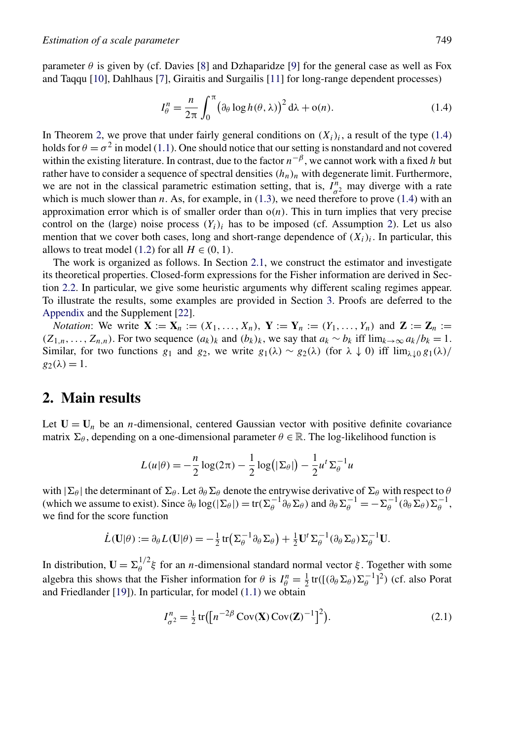parameter $\theta$ is given by (cf. Davies [8] and Dzhaparidze [9] for the general case as well as Fox and Taqqu [10], Dahlhaus [7], Giraitis and Surgailis [11] for long-range dependent processes)

$$I_\theta^n = \frac{n}{2\pi} \int_0^\pi \left(\partial_\theta \log h(\theta, \lambda)\right)^2 \mathrm{d}\lambda + \mathrm{o}(n). \tag{1.4}$$

In Theorem 2, we prove that under fairly general conditions on $(X_i)_i$, a result of the type (1.4) holds for $\theta = \sigma^2$ in model (1.1). One should notice that our setting is nonstandard and not covered within the existing literature. In contrast, due to the factor $n^{-\beta}$, we cannot work with a fixed $h$ but rather have to consider a sequence of spectral densities $(h_n)_n$ with degenerate limit. Furthermore, we are not in the classical parametric estimation setting, that is, $I_{\sigma^2}^n$ may diverge with a rate which is much slower than $n$. As, for example, in (1.3), we need therefore to prove (1.4) with an approximation error which is of smaller order than $\mathrm{o}(n)$. This in turn implies that very precise control on the (large) noise process $(Y_i)_i$ has to be imposed (cf. Assumption 2). Let us also mention that we cover both cases, long and short-range dependence of $(X_i)_i$. In particular, this allows to treat model (1.2) for all $H \in (0, 1)$.

The work is organized as follows. In Section 2.1, we construct the estimator and investigate its theoretical properties. Closed-form expressions for the Fisher information are derived in Section 2.2. In particular, we give some heuristic arguments why different scaling regimes appear. To illustrate the results, some examples are provided in Section 3. Proofs are deferred to the Appendix and the Supplement [22].

*Notation*: We write $\mathbf{X} := \mathbf{X}_n := (X_1, \ldots, X_n)$, $\mathbf{Y} := \mathbf{Y}_n := (Y_1, \ldots, Y_n)$ and $\mathbf{Z} := \mathbf{Z}_n := (Z_{1,n}, \ldots, Z_{n,n})$. For two sequence $(a_k)_k$ and $(b_k)_k$, we say that $a_k \sim b_k$ iff $\lim_{k\to\infty} a_k/b_k = 1$. Similar, for two functions $g_1$ and $g_2$, we write $g_1(\lambda) \sim g_2(\lambda)$ (for $\lambda \downarrow 0$) iff $\lim_{\lambda \downarrow 0} g_1(\lambda)/g_2(\lambda) = 1$.

## 2. Main results

Let $\mathbf{U} = \mathbf{U}_n$ be an $n$-dimensional, centered Gaussian vector with positive definite covariance matrix $\Sigma_\theta$, depending on a one-dimensional parameter $\theta \in \mathbb{R}$. The log-likelihood function is

$$L(u|\theta) = -\frac{n}{2}\log(2\pi) - \frac{1}{2}\log\left(|\Sigma_\theta|\right) - \frac{1}{2} u^t \Sigma_\theta^{-1} u$$

with $|\Sigma_\theta|$ the determinant of $\Sigma_\theta$. Let $\partial_\theta \Sigma_\theta$ denote the entrywise derivative of $\Sigma_\theta$ with respect to $\theta$ (which we assume to exist). Since $\partial_\theta \log(|\Sigma_\theta|) = \mathrm{tr}(\Sigma_\theta^{-1} \partial_\theta \Sigma_\theta)$ and $\partial_\theta \Sigma_\theta^{-1} = -\Sigma_\theta^{-1}(\partial_\theta \Sigma_\theta)\Sigma_\theta^{-1}$, we find for the score function

$$\dot{L}(\mathbf{U}|\theta) := \partial_\theta L(\mathbf{U}|\theta) = -\tfrac{1}{2}\,\mathrm{tr}\left(\Sigma_\theta^{-1}\partial_\theta \Sigma_\theta\right) + \tfrac{1}{2}\mathbf{U}^t \Sigma_\theta^{-1}(\partial_\theta \Sigma_\theta)\Sigma_\theta^{-1}\mathbf{U}.$$

In distribution, $\mathbf{U} = \Sigma_\theta^{1/2}\xi$ for an $n$-dimensional standard normal vector $\xi$. Together with some algebra this shows that the Fisher information for $\theta$ is $I_\theta^n = \frac{1}{2}\,\mathrm{tr}([(\partial_\theta \Sigma_\theta)\Sigma_\theta^{-1}]^2)$ (cf. also Porat and Friedlander [19]). In particular, for model (1.1) we obtain

$$I_{\sigma^2}^n = \tfrac{1}{2}\,\mathrm{tr}\left(\left[n^{-2\beta}\,\mathrm{Cov}(\mathbf{X})\,\mathrm{Cov}(\mathbf{Z})^{-1}\right]^2\right). \tag{2.1}$$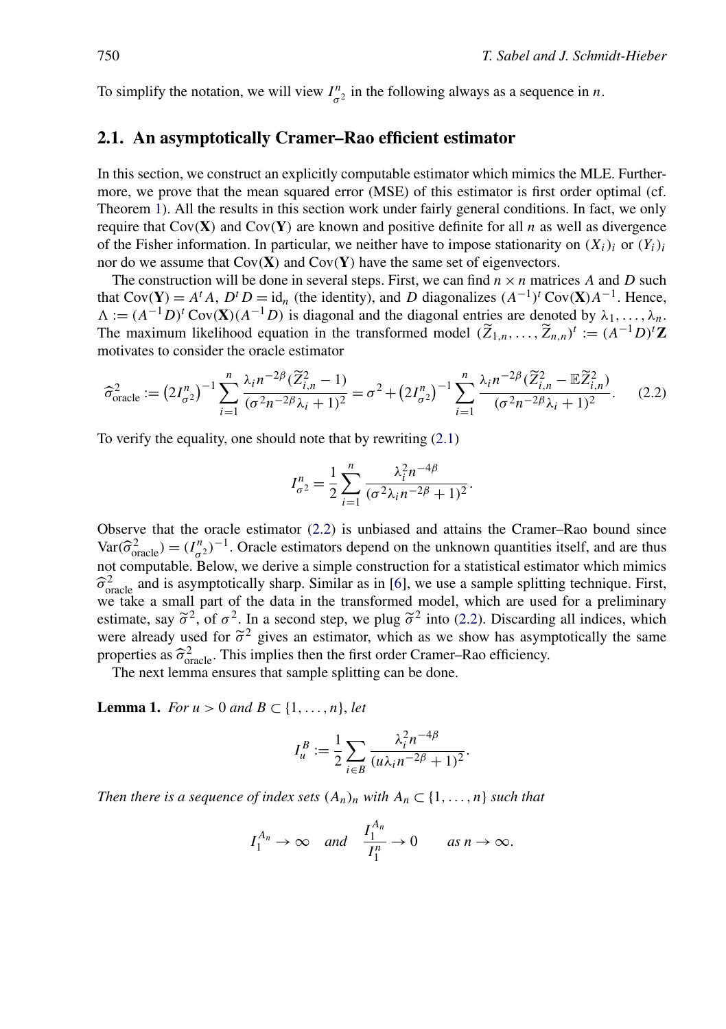To simplify the notation, we will view $I^n_{\sigma^2}$ in the following always as a sequence in $n$.

## 2.1. An asymptotically Cramer–Rao efficient estimator

In this section, we construct an explicitly computable estimator which mimics the MLE. Furthermore, we prove that the mean squared error (MSE) of this estimator is first order optimal (cf. Theorem 1). All the results in this section work under fairly general conditions. In fact, we only require that $\operatorname{Cov}(\mathbf{X})$ and $\operatorname{Cov}(\mathbf{Y})$ are known and positive definite for all $n$ as well as divergence of the Fisher information. In particular, we neither have to impose stationarity on $(X_i)_i$ or $(Y_i)_i$ nor do we assume that $\operatorname{Cov}(\mathbf{X})$ and $\operatorname{Cov}(\mathbf{Y})$ have the same set of eigenvectors.

The construction will be done in several steps. First, we can find $n \times n$ matrices $A$ and $D$ such that $\operatorname{Cov}(\mathbf{Y}) = A^t A$, $D^t D = \mathrm{id}_n$ (the identity), and $D$ diagonalizes $(A^{-1})^t \operatorname{Cov}(\mathbf{X}) A^{-1}$. Hence, $\Lambda := (A^{-1}D)^t \operatorname{Cov}(\mathbf{X})(A^{-1}D)$ is diagonal and the diagonal entries are denoted by $\lambda_1, \ldots, \lambda_n$. The maximum likelihood equation in the transformed model $(\widetilde{Z}_{1,n}, \ldots, \widetilde{Z}_{n,n})^t := (A^{-1}D)^t \mathbf{Z}$ motivates to consider the oracle estimator

$$\widehat{\sigma}^2_{\text{oracle}} := \left(2I^n_{\sigma^2}\right)^{-1} \sum_{i=1}^n \frac{\lambda_i n^{-2\beta}(\widetilde{Z}^2_{i,n} - 1)}{(\sigma^2 n^{-2\beta}\lambda_i + 1)^2} = \sigma^2 + \left(2I^n_{\sigma^2}\right)^{-1} \sum_{i=1}^n \frac{\lambda_i n^{-2\beta}(\widetilde{Z}^2_{i,n} - \mathbb{E}\widetilde{Z}^2_{i,n})}{(\sigma^2 n^{-2\beta}\lambda_i + 1)^2}. \tag{2.2}$$

To verify the equality, one should note that by rewriting (2.1)

$$I^n_{\sigma^2} = \frac{1}{2}\sum_{i=1}^n \frac{\lambda_i^2 n^{-4\beta}}{(\sigma^2 \lambda_i n^{-2\beta} + 1)^2}.$$

Observe that the oracle estimator (2.2) is unbiased and attains the Cramer–Rao bound since $\operatorname{Var}(\widehat{\sigma}^2_{\text{oracle}}) = (I^n_{\sigma^2})^{-1}$. Oracle estimators depend on the unknown quantities itself, and are thus not computable. Below, we derive a simple construction for a statistical estimator which mimics $\widehat{\sigma}^2_{\text{oracle}}$ and is asymptotically sharp. Similar as in [6], we use a sample splitting technique. First, we take a small part of the data in the transformed model, which are used for a preliminary estimate, say $\widetilde{\sigma}^2$, of $\sigma^2$. In a second step, we plug $\widetilde{\sigma}^2$ into (2.2). Discarding all indices, which were already used for $\widetilde{\sigma}^2$ gives an estimator, which as we show has asymptotically the same properties as $\widehat{\sigma}^2_{\text{oracle}}$. This implies then the first order Cramer–Rao efficiency.

The next lemma ensures that sample splitting can be done.

**Lemma 1.** *For $u > 0$ and $B \subset \{1, \ldots, n\}$, let*

$$I^B_u := \frac{1}{2}\sum_{i \in B} \frac{\lambda_i^2 n^{-4\beta}}{(u\lambda_i n^{-2\beta} + 1)^2}.$$

*Then there is a sequence of index sets $(A_n)_n$ with $A_n \subset \{1, \ldots, n\}$ such that*

$$I^{A_n}_1 \to \infty \quad \text{and} \quad \frac{I^{A_n}_1}{I^n_1} \to 0 \qquad \text{as } n \to \infty.$$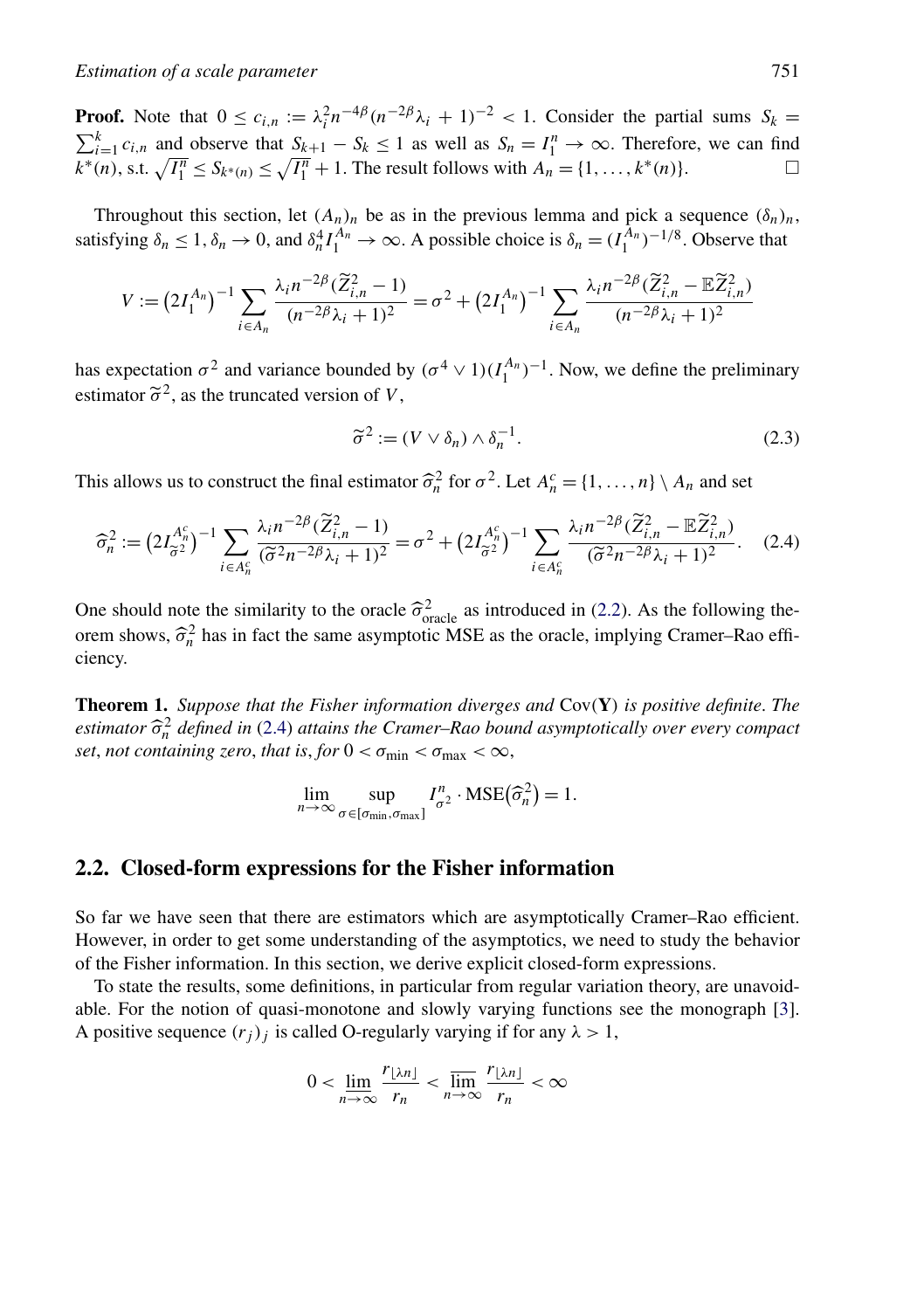**Proof.** Note that $0 \leq c_{i,n} := \lambda_i^2 n^{-4\beta}(n^{-2\beta}\lambda_i + 1)^{-2} < 1$. Consider the partial sums $S_k = \sum_{i=1}^k c_{i,n}$ and observe that $S_{k+1} - S_k \leq 1$ as well as $S_n = I_1^n \to \infty$. Therefore, we can find $k^*(n)$, s.t. $\sqrt{I_1^n} \leq S_{k^*(n)} \leq \sqrt{I_1^n} + 1$. The result follows with $A_n = \{1, \dots, k^*(n)\}$. □

Throughout this section, let $(A_n)_n$ be as in the previous lemma and pick a sequence $(\delta_n)_n$, satisfying $\delta_n \leq 1$, $\delta_n \to 0$, and $\delta_n^4 I_1^{A_n} \to \infty$. A possible choice is $\delta_n = (I_1^{A_n})^{-1/8}$. Observe that

$$V := \left(2I_1^{A_n}\right)^{-1} \sum_{i \in A_n} \frac{\lambda_i n^{-2\beta}(\widetilde{Z}_{i,n}^2 - 1)}{(n^{-2\beta}\lambda_i + 1)^2} = \sigma^2 + \left(2I_1^{A_n}\right)^{-1} \sum_{i \in A_n} \frac{\lambda_i n^{-2\beta}(\widetilde{Z}_{i,n}^2 - \mathbb{E}\widetilde{Z}_{i,n}^2)}{(n^{-2\beta}\lambda_i + 1)^2}$$

has expectation $\sigma^2$ and variance bounded by $(\sigma^4 \vee 1)(I_1^{A_n})^{-1}$. Now, we define the preliminary estimator $\widetilde{\sigma}^2$, as the truncated version of $V$,

$$\widetilde{\sigma}^2 := (V \vee \delta_n) \wedge \delta_n^{-1}. \tag{2.3}$$

This allows us to construct the final estimator $\widehat{\sigma}_n^2$ for $\sigma^2$. Let $A_n^c = \{1, \dots, n\} \setminus A_n$ and set

$$\widehat{\sigma}_n^2 := \left(2I_{\widetilde{\sigma}^2}^{A_n^c}\right)^{-1} \sum_{i \in A_n^c} \frac{\lambda_i n^{-2\beta}(\widetilde{Z}_{i,n}^2 - 1)}{(\widetilde{\sigma}^2 n^{-2\beta}\lambda_i + 1)^2} = \sigma^2 + \left(2I_{\widetilde{\sigma}^2}^{A_n^c}\right)^{-1} \sum_{i \in A_n^c} \frac{\lambda_i n^{-2\beta}(\widetilde{Z}_{i,n}^2 - \mathbb{E}\widetilde{Z}_{i,n}^2)}{(\widetilde{\sigma}^2 n^{-2\beta}\lambda_i + 1)^2}. \tag{2.4}$$

One should note the similarity to the oracle $\widehat{\sigma}_{\text{oracle}}^2$ as introduced in (2.2). As the following theorem shows, $\widehat{\sigma}_n^2$ has in fact the same asymptotic MSE as the oracle, implying Cramer–Rao efficiency.

**Theorem 1.** *Suppose that the Fisher information diverges and* $\operatorname{Cov}(\mathbf{Y})$ *is positive definite. The estimator* $\widehat{\sigma}_n^2$ *defined in* (2.4) *attains the Cramer–Rao bound asymptotically over every compact set, not containing zero, that is, for* $0 < \sigma_{\min} < \sigma_{\max} < \infty$,

$$\lim_{n \to \infty} \sup_{\sigma \in [\sigma_{\min}, \sigma_{\max}]} I_{\sigma^2}^n \cdot \operatorname{MSE}\left(\widehat{\sigma}_n^2\right) = 1.$$

## 2.2. Closed-form expressions for the Fisher information

So far we have seen that there are estimators which are asymptotically Cramer–Rao efficient. However, in order to get some understanding of the asymptotics, we need to study the behavior of the Fisher information. In this section, we derive explicit closed-form expressions.

To state the results, some definitions, in particular from regular variation theory, are unavoidable. For the notion of quasi-monotone and slowly varying functions see the monograph [3]. A positive sequence $(r_j)_j$ is called O-regularly varying if for any $\lambda > 1$,

$$0 < \varliminf_{n \to \infty} \frac{r_{\lfloor \lambda n \rfloor}}{r_n} < \varlimsup_{n \to \infty} \frac{r_{\lfloor \lambda n \rfloor}}{r_n} < \infty$$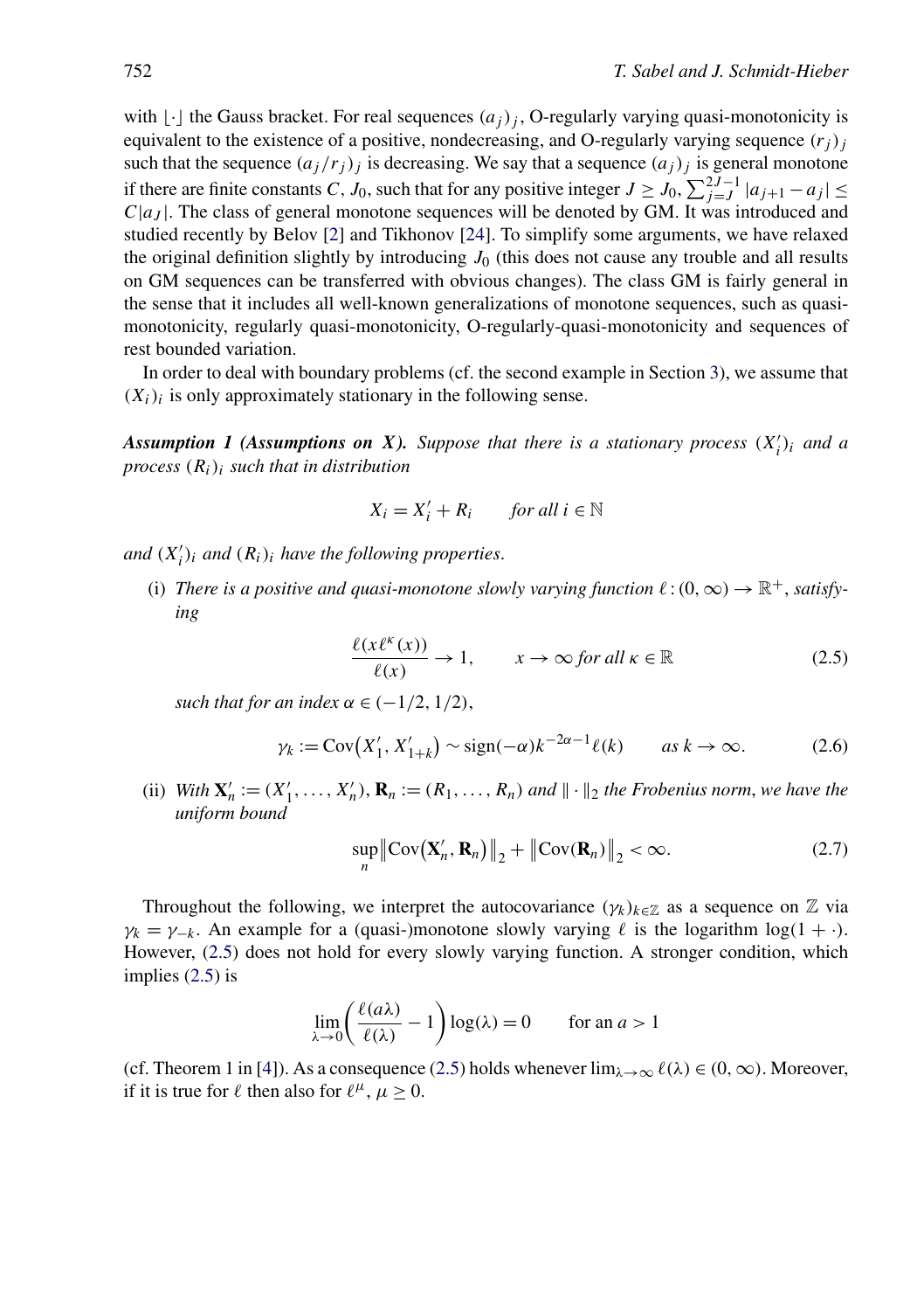with $\lfloor \cdot \rfloor$ the Gauss bracket. For real sequences $(a_j)_j$, O-regularly varying quasi-monotonicity is equivalent to the existence of a positive, nondecreasing, and O-regularly varying sequence $(r_j)_j$ such that the sequence $(a_j/r_j)_j$ is decreasing. We say that a sequence $(a_j)_j$ is general monotone if there are finite constants $C$, $J_0$, such that for any positive integer $J \geq J_0$, $\sum_{j=J}^{2J-1} |a_{j+1} - a_j| \leq C|a_J|$. The class of general monotone sequences will be denoted by GM. It was introduced and studied recently by Belov [2] and Tikhonov [24]. To simplify some arguments, we have relaxed the original definition slightly by introducing $J_0$ (this does not cause any trouble and all results on GM sequences can be transferred with obvious changes). The class GM is fairly general in the sense that it includes all well-known generalizations of monotone sequences, such as quasi-monotonicity, regularly quasi-monotonicity, O-regularly-quasi-monotonicity and sequences of rest bounded variation.

In order to deal with boundary problems (cf. the second example in Section 3), we assume that $(X_i)_i$ is only approximately stationary in the following sense.

***Assumption 1 (Assumptions on X).*** *Suppose that there is a stationary process $(X_i')_i$ and a process $(R_i)_i$ such that in distribution*

$$X_i = X_i' + R_i \qquad \text{for all } i \in \mathbb{N}$$

*and $(X_i')_i$ and $(R_i)_i$ have the following properties.*

(i) *There is a positive and quasi-monotone slowly varying function $\ell : (0, \infty) \to \mathbb{R}^+$, satisfying*

$$\frac{\ell(x\ell^\kappa(x))}{\ell(x)} \to 1, \qquad x \to \infty \text{ for all } \kappa \in \mathbb{R} \tag{2.5}$$

*such that for an index $\alpha \in (-1/2, 1/2)$,*

$$\gamma_k := \operatorname{Cov}(X_1', X_{1+k}') \sim \operatorname{sign}(-\alpha) k^{-2\alpha-1} \ell(k) \qquad \text{as } k \to \infty. \tag{2.6}$$

(ii) *With $\mathbf{X}_n' := (X_1', \ldots, X_n')$, $\mathbf{R}_n := (R_1, \ldots, R_n)$ and $\|\cdot\|_2$ the Frobenius norm, we have the uniform bound*

$$\sup_n \|\operatorname{Cov}(\mathbf{X}_n', \mathbf{R}_n)\|_2 + \|\operatorname{Cov}(\mathbf{R}_n)\|_2 < \infty. \tag{2.7}$$

Throughout the following, we interpret the autocovariance $(\gamma_k)_{k\in\mathbb{Z}}$ as a sequence on $\mathbb{Z}$ via $\gamma_k = \gamma_{-k}$. An example for a (quasi-)monotone slowly varying $\ell$ is the logarithm $\log(1 + \cdot)$. However, (2.5) does not hold for every slowly varying function. A stronger condition, which implies (2.5) is

$$\lim_{\lambda \to 0} \left( \frac{\ell(a\lambda)}{\ell(\lambda)} - 1 \right) \log(\lambda) = 0 \qquad \text{for an } a > 1$$

(cf. Theorem 1 in [4]). As a consequence (2.5) holds whenever $\lim_{\lambda\to\infty} \ell(\lambda) \in (0, \infty)$. Moreover, if it is true for $\ell$ then also for $\ell^\mu$, $\mu \geq 0$.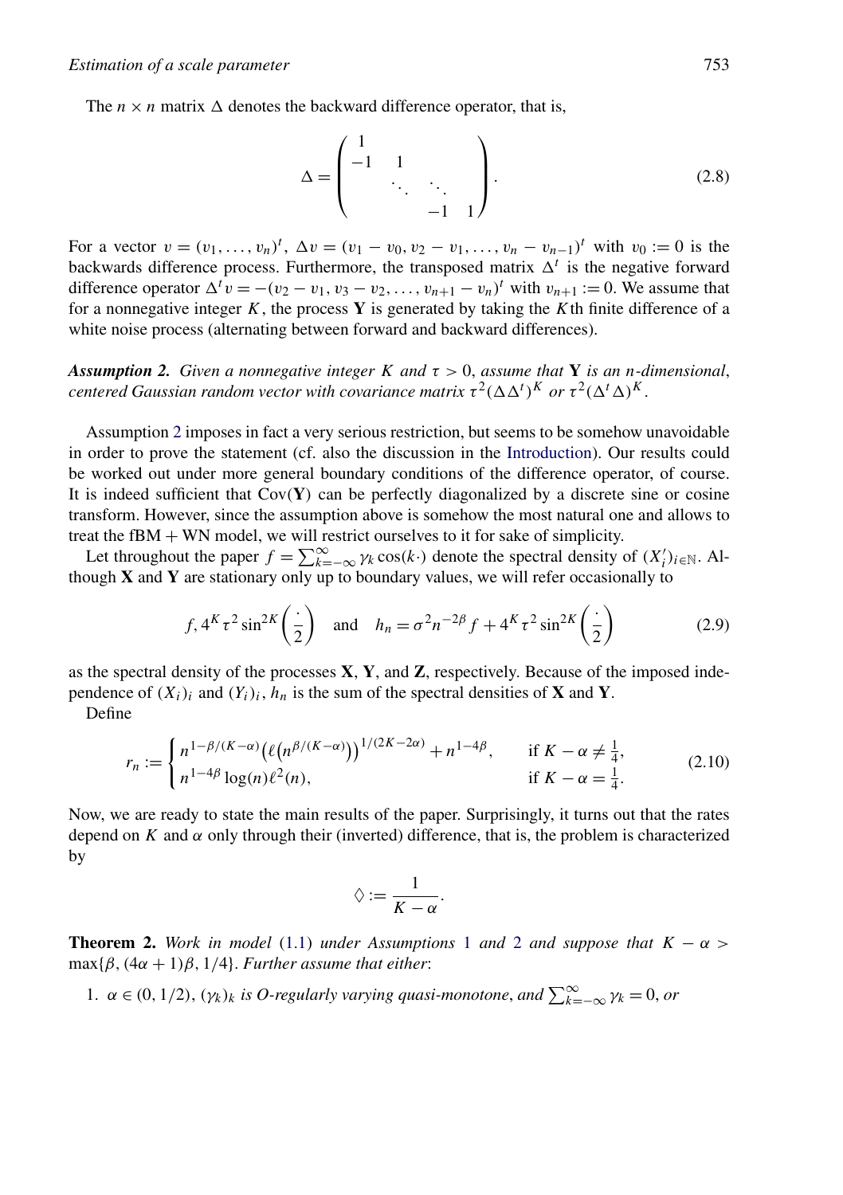The $n \times n$ matrix $\Delta$ denotes the backward difference operator, that is,

$$\Delta = \begin{pmatrix} 1 & & & \\ -1 & 1 & & \\ & \ddots & \ddots & \\ & & -1 & 1 \end{pmatrix}. \tag{2.8}$$

For a vector $v = (v_1, \dots, v_n)^t$, $\Delta v = (v_1 - v_0, v_2 - v_1, \dots, v_n - v_{n-1})^t$ with $v_0 := 0$ is the backwards difference process. Furthermore, the transposed matrix $\Delta^t$ is the negative forward difference operator $\Delta^t v = -(v_2 - v_1, v_3 - v_2, \dots, v_{n+1} - v_n)^t$ with $v_{n+1} := 0$. We assume that for a nonnegative integer $K$, the process $\mathbf{Y}$ is generated by taking the $K$th finite difference of a white noise process (alternating between forward and backward differences).

***Assumption 2.*** *Given a nonnegative integer $K$ and $\tau > 0$, assume that $\mathbf{Y}$ is an $n$-dimensional, centered Gaussian random vector with covariance matrix $\tau^2(\Delta\Delta^t)^K$ or $\tau^2(\Delta^t\Delta)^K$.*

Assumption 2 imposes in fact a very serious restriction, but seems to be somehow unavoidable in order to prove the statement (cf. also the discussion in the Introduction). Our results could be worked out under more general boundary conditions of the difference operator, of course. It is indeed sufficient that $\operatorname{Cov}(\mathbf{Y})$ can be perfectly diagonalized by a discrete sine or cosine transform. However, since the assumption above is somehow the most natural one and allows to treat the fBM + WN model, we will restrict ourselves to it for sake of simplicity.

Let throughout the paper $f = \sum_{k=-\infty}^{\infty} \gamma_k \cos(k\cdot)$ denote the spectral density of $(X_i')_{i\in\mathbb{N}}$. Although $\mathbf{X}$ and $\mathbf{Y}$ are stationary only up to boundary values, we will refer occasionally to

$$f, 4^K\tau^2 \sin^{2K}\left(\frac{\cdot}{2}\right) \quad \text{and} \quad h_n = \sigma^2 n^{-2\beta} f + 4^K \tau^2 \sin^{2K}\left(\frac{\cdot}{2}\right) \tag{2.9}$$

as the spectral density of the processes $\mathbf{X}$, $\mathbf{Y}$, and $\mathbf{Z}$, respectively. Because of the imposed independence of $(X_i)_i$ and $(Y_i)_i$, $h_n$ is the sum of the spectral densities of $\mathbf{X}$ and $\mathbf{Y}$.

Define

$$r_n := \begin{cases} n^{1-\beta/(K-\alpha)}\big(\ell\big(n^{\beta/(K-\alpha)}\big)\big)^{1/(2K-2\alpha)} + n^{1-4\beta}, & \text{if } K - \alpha \neq \frac{1}{4}, \\ n^{1-4\beta}\log(n)\ell^2(n), & \text{if } K - \alpha = \frac{1}{4}. \end{cases} \tag{2.10}$$

Now, we are ready to state the main results of the paper. Surprisingly, it turns out that the rates depend on $K$ and $\alpha$ only through their (inverted) difference, that is, the problem is characterized by

$$\diamondsuit := \frac{1}{K - \alpha}.$$

**Theorem 2.** *Work in model (1.1) under Assumptions 1 and 2 and suppose that $K - \alpha > \max\{\beta, (4\alpha + 1)\beta, 1/4\}$. Further assume that either:*

1. *$\alpha \in (0, 1/2)$, $(\gamma_k)_k$ is O-regularly varying quasi-monotone, and $\sum_{k=-\infty}^{\infty} \gamma_k = 0$, or*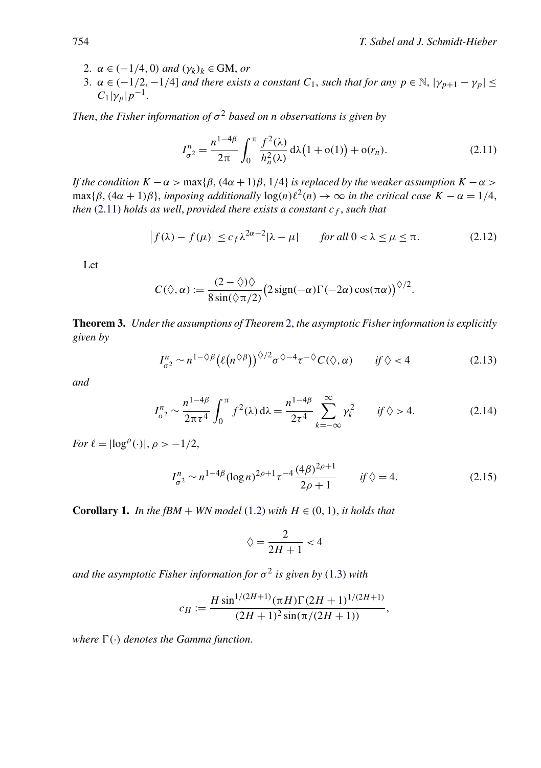2. $\alpha \in (-1/4, 0)$ *and* $(\gamma_k)_k \in \mathrm{GM}$, *or*
3. $\alpha \in (-1/2, -1/4]$ *and there exists a constant* $C_1$, *such that for any* $p \in \mathbb{N}$, $|\gamma_{p+1} - \gamma_p| \leq C_1 |\gamma_p| p^{-1}$.

*Then, the Fisher information of* $\sigma^2$ *based on* $n$ *observations is given by*

$$I_{\sigma^2}^n = \frac{n^{1-4\beta}}{2\pi} \int_0^\pi \frac{f^2(\lambda)}{h_n^2(\lambda)} \,\mathrm{d}\lambda \big(1 + \mathrm{o}(1)\big) + \mathrm{o}(r_n). \tag{2.11}$$

*If the condition* $K - \alpha > \max\{\beta, (4\alpha+1)\beta, 1/4\}$ *is replaced by the weaker assumption* $K - \alpha > \max\{\beta, (4\alpha+1)\beta\}$, *imposing additionally* $\log(n)\ell^2(n) \to \infty$ *in the critical case* $K - \alpha = 1/4$, *then* (2.11) *holds as well, provided there exists a constant* $c_f$, *such that*

$$\big|f(\lambda) - f(\mu)\big| \leq c_f \lambda^{2\alpha-2} |\lambda - \mu| \qquad \text{for all } 0 < \lambda \leq \mu \leq \pi. \tag{2.12}$$

Let

$$C(\Diamond, \alpha) := \frac{(2-\Diamond)\Diamond}{8 \sin(\Diamond\pi/2)} \big(2\,\mathrm{sign}(-\alpha)\Gamma(-2\alpha)\cos(\pi\alpha)\big)^{\Diamond/2}.$$

**Theorem 3.** *Under the assumptions of Theorem 2, the asymptotic Fisher information is explicitly given by*

$$I_{\sigma^2}^n \sim n^{1-\Diamond\beta} \big(\ell\big(n^{\Diamond\beta}\big)\big)^{\Diamond/2} \sigma^{\Diamond-4} \tau^{-\Diamond} C(\Diamond, \alpha) \qquad \text{if } \Diamond < 4 \tag{2.13}$$

*and*

$$I_{\sigma^2}^n \sim \frac{n^{1-4\beta}}{2\pi\tau^4} \int_0^\pi f^2(\lambda) \,\mathrm{d}\lambda = \frac{n^{1-4\beta}}{2\tau^4} \sum_{k=-\infty}^{\infty} \gamma_k^2 \qquad \text{if } \Diamond > 4. \tag{2.14}$$

*For* $\ell = |\log^\rho(\cdot)|$, $\rho > -1/2$,

$$I_{\sigma^2}^n \sim n^{1-4\beta} (\log n)^{2\rho+1} \tau^{-4} \frac{(4\beta)^{2\rho+1}}{2\rho+1} \qquad \text{if } \Diamond = 4. \tag{2.15}$$

**Corollary 1.** *In the fBM + WN model* (1.2) *with* $H \in (0, 1)$, *it holds that*

$$\Diamond = \frac{2}{2H+1} < 4$$

*and the asymptotic Fisher information for* $\sigma^2$ *is given by* (1.3) *with*

$$c_H := \frac{H \sin^{1/(2H+1)}(\pi H) \Gamma(2H+1)^{1/(2H+1)}}{(2H+1)^2 \sin(\pi/(2H+1))},$$

*where* $\Gamma(\cdot)$ *denotes the Gamma function.*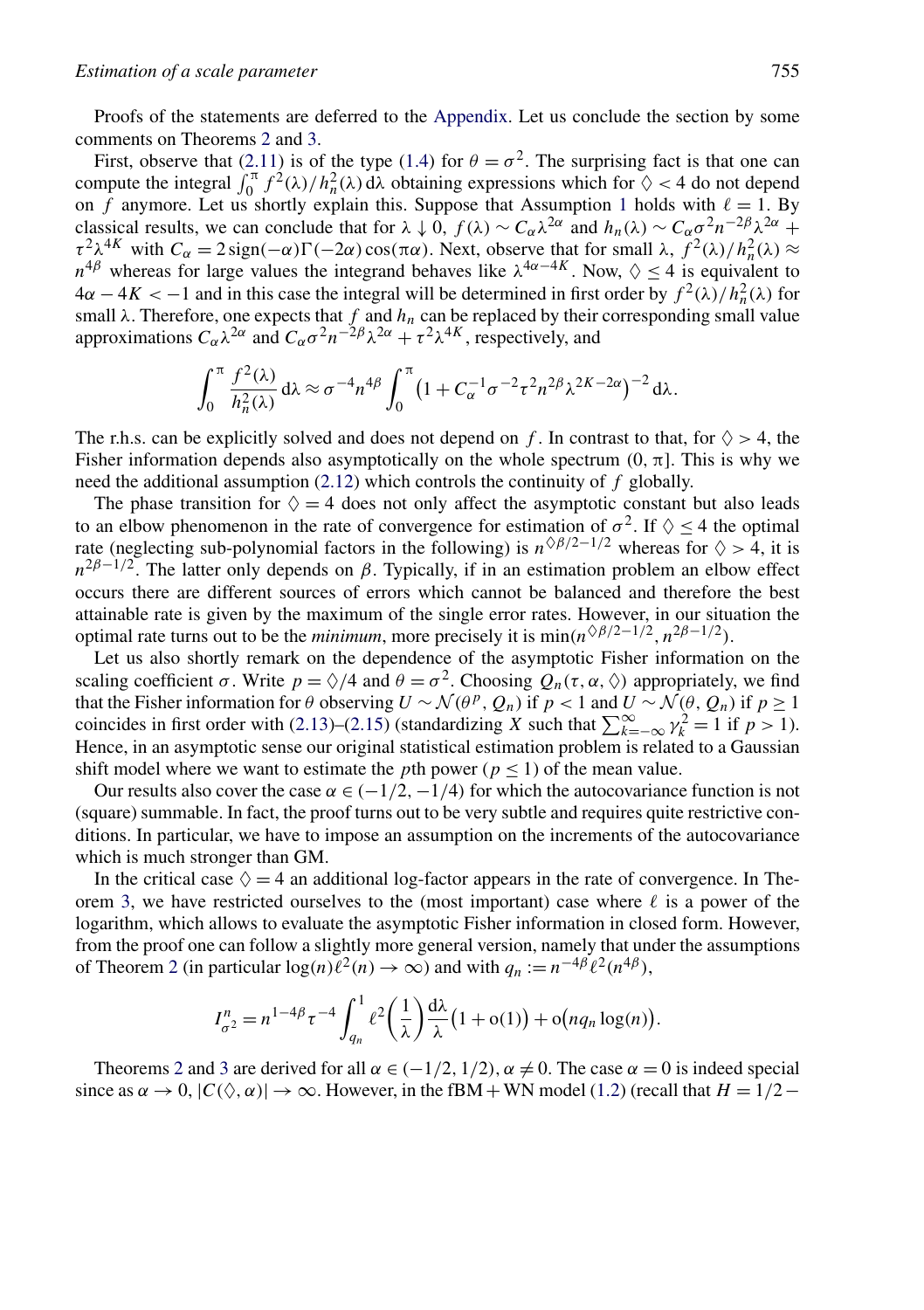Proofs of the statements are deferred to the Appendix. Let us conclude the section by some comments on Theorems 2 and 3.

First, observe that (2.11) is of the type (1.4) for $\theta = \sigma^2$. The surprising fact is that one can compute the integral $\int_0^\pi f^2(\lambda)/h_n^2(\lambda)\,\mathrm{d}\lambda$ obtaining expressions which for $\diamondsuit < 4$ do not depend on $f$ anymore. Let us shortly explain this. Suppose that Assumption 1 holds with $\ell = 1$. By classical results, we can conclude that for $\lambda \downarrow 0$, $f(\lambda) \sim C_\alpha \lambda^{2\alpha}$ and $h_n(\lambda) \sim C_\alpha \sigma^2 n^{-2\beta} \lambda^{2\alpha} + \tau^2 \lambda^{4K}$ with $C_\alpha = 2\,\mathrm{sign}(-\alpha)\Gamma(-2\alpha)\cos(\pi\alpha)$. Next, observe that for small $\lambda$, $f^2(\lambda)/h_n^2(\lambda) \approx n^{4\beta}$ whereas for large values the integrand behaves like $\lambda^{4\alpha-4K}$. Now, $\diamondsuit \le 4$ is equivalent to $4\alpha - 4K < -1$ and in this case the integral will be determined in first order by $f^2(\lambda)/h_n^2(\lambda)$ for small $\lambda$. Therefore, one expects that $f$ and $h_n$ can be replaced by their corresponding small value approximations $C_\alpha \lambda^{2\alpha}$ and $C_\alpha \sigma^2 n^{-2\beta} \lambda^{2\alpha} + \tau^2 \lambda^{4K}$, respectively, and

$$\int_0^\pi \frac{f^2(\lambda)}{h_n^2(\lambda)}\,\mathrm{d}\lambda \approx \sigma^{-4} n^{4\beta} \int_0^\pi \left(1 + C_\alpha^{-1} \sigma^{-2} \tau^2 n^{2\beta} \lambda^{2K-2\alpha}\right)^{-2} \mathrm{d}\lambda.$$

The r.h.s. can be explicitly solved and does not depend on $f$. In contrast to that, for $\diamondsuit > 4$, the Fisher information depends also asymptotically on the whole spectrum $(0, \pi]$. This is why we need the additional assumption (2.12) which controls the continuity of $f$ globally.

The phase transition for $\diamondsuit = 4$ does not only affect the asymptotic constant but also leads to an elbow phenomenon in the rate of convergence for estimation of $\sigma^2$. If $\diamondsuit \le 4$ the optimal rate (neglecting sub-polynomial factors in the following) is $n^{\diamondsuit\beta/2-1/2}$ whereas for $\diamondsuit > 4$, it is $n^{2\beta-1/2}$. The latter only depends on $\beta$. Typically, if in an estimation problem an elbow effect occurs there are different sources of errors which cannot be balanced and therefore the best attainable rate is given by the maximum of the single error rates. However, in our situation the optimal rate turns out to be the *minimum*, more precisely it is $\min(n^{\diamondsuit\beta/2-1/2}, n^{2\beta-1/2})$.

Let us also shortly remark on the dependence of the asymptotic Fisher information on the scaling coefficient $\sigma$. Write $p = \diamondsuit/4$ and $\theta = \sigma^2$. Choosing $Q_n(\tau, \alpha, \diamondsuit)$ appropriately, we find that the Fisher information for $\theta$ observing $U \sim \mathcal{N}(\theta^p, Q_n)$ if $p < 1$ and $U \sim \mathcal{N}(\theta, Q_n)$ if $p \ge 1$ coincides in first order with (2.13)–(2.15) (standardizing $X$ such that $\sum_{k=-\infty}^{\infty} \gamma_k^2 = 1$ if $p > 1$). Hence, in an asymptotic sense our original statistical estimation problem is related to a Gaussian shift model where we want to estimate the $p$th power ($p \le 1$) of the mean value.

Our results also cover the case $\alpha \in (-1/2, -1/4)$ for which the autocovariance function is not (square) summable. In fact, the proof turns out to be very subtle and requires quite restrictive conditions. In particular, we have to impose an assumption on the increments of the autocovariance which is much stronger than GM.

In the critical case $\diamondsuit = 4$ an additional log-factor appears in the rate of convergence. In Theorem 3, we have restricted ourselves to the (most important) case where $\ell$ is a power of the logarithm, which allows to evaluate the asymptotic Fisher information in closed form. However, from the proof one can follow a slightly more general version, namely that under the assumptions of Theorem 2 (in particular $\log(n)\ell^2(n) \to \infty$) and with $q_n := n^{-4\beta}\ell^2(n^{4\beta})$,

$$I_{\sigma^2}^n = n^{1-4\beta}\tau^{-4} \int_{q_n}^1 \ell^2\!\left(\frac{1}{\lambda}\right) \frac{\mathrm{d}\lambda}{\lambda} \left(1 + \mathrm{o}(1)\right) + \mathrm{o}\!\left(n q_n \log(n)\right).$$

Theorems 2 and 3 are derived for all $\alpha \in (-1/2, 1/2)$, $\alpha \ne 0$. The case $\alpha = 0$ is indeed special since as $\alpha \to 0$, $|C(\diamondsuit, \alpha)| \to \infty$. However, in the fBM + WN model (1.2) (recall that $H = 1/2 -$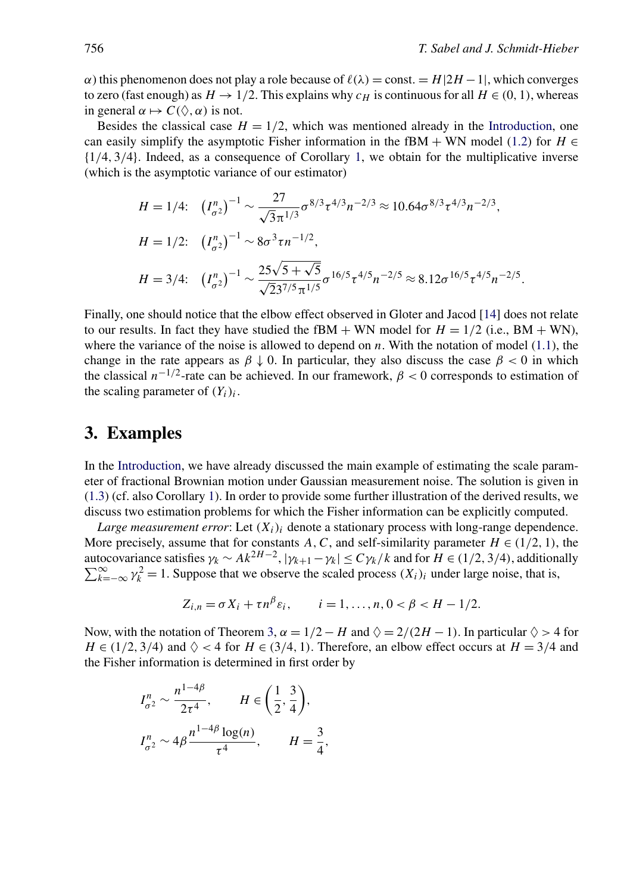$\alpha$) this phenomenon does not play a role because of $\ell(\lambda) = \text{const.} = H|2H-1|$, which converges to zero (fast enough) as $H \to 1/2$. This explains why $c_H$ is continuous for all $H \in (0,1)$, whereas in general $\alpha \mapsto C(\diamondsuit, \alpha)$ is not.

Besides the classical case $H = 1/2$, which was mentioned already in the Introduction, one can easily simplify the asymptotic Fisher information in the fBM + WN model (1.2) for $H \in \{1/4, 3/4\}$. Indeed, as a consequence of Corollary 1, we obtain for the multiplicative inverse (which is the asymptotic variance of our estimator)

$$
\begin{aligned}
H = 1/4\text{:}\quad & \left(I^n_{\sigma^2}\right)^{-1} \sim \frac{27}{\sqrt{3}\pi^{1/3}}\sigma^{8/3}\tau^{4/3}n^{-2/3} \approx 10.64\sigma^{8/3}\tau^{4/3}n^{-2/3},\\
H = 1/2\text{:}\quad & \left(I^n_{\sigma^2}\right)^{-1} \sim 8\sigma^3\tau n^{-1/2},\\
H = 3/4\text{:}\quad & \left(I^n_{\sigma^2}\right)^{-1} \sim \frac{25\sqrt{5+\sqrt{5}}}{\sqrt{2}3^{7/5}\pi^{1/5}}\sigma^{16/5}\tau^{4/5}n^{-2/5} \approx 8.12\sigma^{16/5}\tau^{4/5}n^{-2/5}.
\end{aligned}
$$

Finally, one should notice that the elbow effect observed in Gloter and Jacod [14] does not relate to our results. In fact they have studied the fBM + WN model for $H = 1/2$ (i.e., BM + WN), where the variance of the noise is allowed to depend on $n$. With the notation of model (1.1), the change in the rate appears as $\beta \downarrow 0$. In particular, they also discuss the case $\beta < 0$ in which the classical $n^{-1/2}$-rate can be achieved. In our framework, $\beta < 0$ corresponds to estimation of the scaling parameter of $(Y_i)_i$.

## 3. Examples

In the Introduction, we have already discussed the main example of estimating the scale parameter of fractional Brownian motion under Gaussian measurement noise. The solution is given in (1.3) (cf. also Corollary 1). In order to provide some further illustration of the derived results, we discuss two estimation problems for which the Fisher information can be explicitly computed.

*Large measurement error*: Let $(X_i)_i$ denote a stationary process with long-range dependence. More precisely, assume that for constants $A, C$, and self-similarity parameter $H \in (1/2, 1)$, the autocovariance satisfies $\gamma_k \sim Ak^{2H-2}$, $|\gamma_{k+1} - \gamma_k| \le C\gamma_k/k$ and for $H \in (1/2, 3/4)$, additionally $\sum_{k=-\infty}^{\infty}\gamma_k^2 = 1$. Suppose that we observe the scaled process $(X_i)_i$ under large noise, that is,

$$
Z_{i,n} = \sigma X_i + \tau n^\beta \varepsilon_i, \qquad i = 1, \dots, n, 0 < \beta < H - 1/2.
$$

Now, with the notation of Theorem 3, $\alpha = 1/2 - H$ and $\diamondsuit = 2/(2H-1)$. In particular $\diamondsuit > 4$ for $H \in (1/2, 3/4)$ and $\diamondsuit < 4$ for $H \in (3/4, 1)$. Therefore, an elbow effect occurs at $H = 3/4$ and the Fisher information is determined in first order by

$$
\begin{aligned}
I^n_{\sigma^2} &\sim \frac{n^{1-4\beta}}{2\tau^4}, \qquad H \in \left(\frac{1}{2}, \frac{3}{4}\right),\\
I^n_{\sigma^2} &\sim 4\beta\frac{n^{1-4\beta}\log(n)}{\tau^4}, \qquad H = \frac{3}{4},
\end{aligned}
$$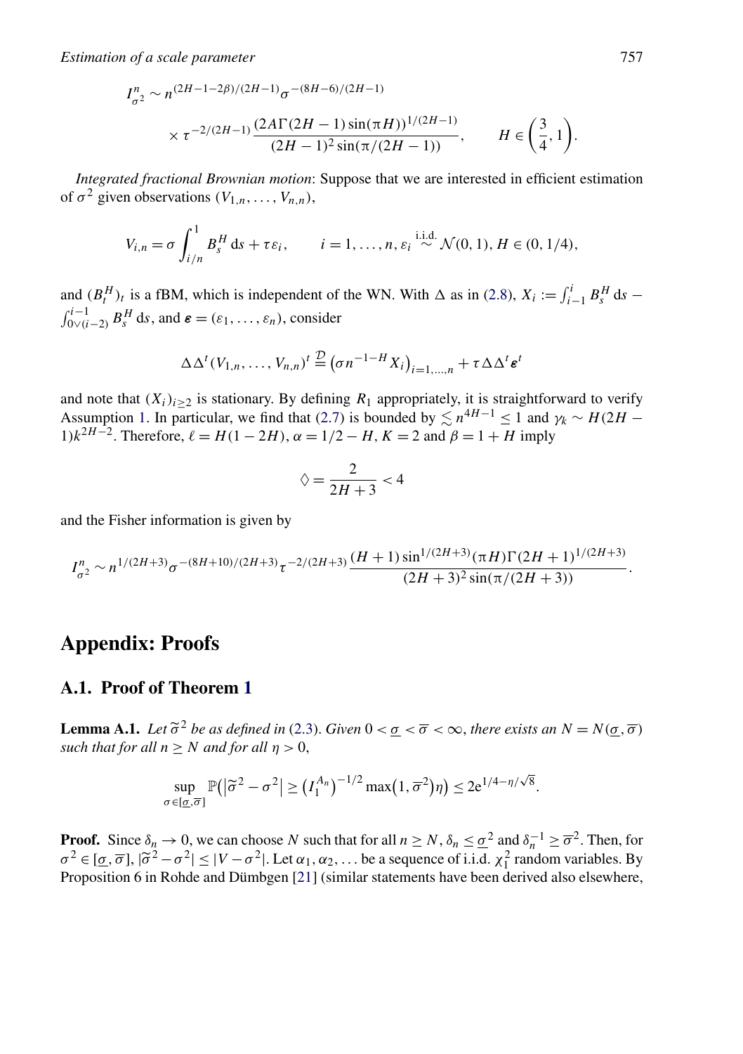$$I^n_{\sigma^2} \sim n^{(2H-1-2\beta)/(2H-1)} \sigma^{-(8H-6)/(2H-1)} \times \tau^{-2/(2H-1)} \frac{(2A\Gamma(2H-1)\sin(\pi H))^{1/(2H-1)}}{(2H-1)^2 \sin(\pi/(2H-1))}, \qquad H \in \left(\frac{3}{4}, 1\right).$$

*Integrated fractional Brownian motion*: Suppose that we are interested in efficient estimation of $\sigma^2$ given observations $(V_{1,n}, \ldots, V_{n,n})$,

$$V_{i,n} = \sigma \int_{i/n}^{1} B_s^H \, \mathrm{d}s + \tau \varepsilon_i, \qquad i = 1, \ldots, n, \varepsilon_i \overset{\text{i.i.d.}}{\sim} \mathcal{N}(0,1), H \in (0, 1/4),$$

and $(B_t^H)_t$ is a fBM, which is independent of the WN. With $\Delta$ as in (2.8), $X_i := \int_{i-1}^{i} B_s^H \, \mathrm{d}s - \int_{0 \vee (i-2)}^{i-1} B_s^H \, \mathrm{d}s$, and $\boldsymbol{\varepsilon} = (\varepsilon_1, \ldots, \varepsilon_n)$, consider

$$\Delta \Delta^t (V_{1,n}, \ldots, V_{n,n})^t \overset{\mathcal{D}}{=} \left(\sigma n^{-1-H} X_i\right)_{i=1,\ldots,n} + \tau \Delta \Delta^t \boldsymbol{\varepsilon}^t$$

and note that $(X_i)_{i \geq 2}$ is stationary. By defining $R_1$ appropriately, it is straightforward to verify Assumption 1. In particular, we find that (2.7) is bounded by $\lesssim n^{4H-1} \leq 1$ and $\gamma_k \sim H(2H-1)k^{2H-2}$. Therefore, $\ell = H(1-2H)$, $\alpha = 1/2 - H$, $K = 2$ and $\beta = 1 + H$ imply

$$\lozenge = \frac{2}{2H+3} < 4$$

and the Fisher information is given by

$$I^n_{\sigma^2} \sim n^{1/(2H+3)} \sigma^{-(8H+10)/(2H+3)} \tau^{-2/(2H+3)} \frac{(H+1)\sin^{1/(2H+3)}(\pi H)\Gamma(2H+1)^{1/(2H+3)}}{(2H+3)^2 \sin(\pi/(2H+3))}.$$

# Appendix: Proofs

## A.1. Proof of Theorem 1

**Lemma A.1.** *Let $\widetilde{\sigma}^2$ be as defined in (2.3). Given $0 < \underline{\sigma} < \overline{\sigma} < \infty$, there exists an $N = N(\underline{\sigma}, \overline{\sigma})$ such that for all $n \geq N$ and for all $\eta > 0$,*

$$\sup_{\sigma \in [\underline{\sigma}, \overline{\sigma}]} \mathbb{P}\left(\left|\widetilde{\sigma}^2 - \sigma^2\right| \geq \left(I_1^{A_n}\right)^{-1/2} \max\left(1, \overline{\sigma}^2\right)\eta\right) \leq 2\mathrm{e}^{1/4 - \eta/\sqrt{8}}.$$

**Proof.** Since $\delta_n \to 0$, we can choose $N$ such that for all $n \geq N$, $\delta_n \leq \underline{\sigma}^2$ and $\delta_n^{-1} \geq \overline{\sigma}^2$. Then, for $\sigma^2 \in [\underline{\sigma}, \overline{\sigma}]$, $|\widetilde{\sigma}^2 - \sigma^2| \leq |V - \sigma^2|$. Let $\alpha_1, \alpha_2, \ldots$ be a sequence of i.i.d. $\chi_1^2$ random variables. By Proposition 6 in Rohde and Dümbgen [21] (similar statements have been derived also elsewhere,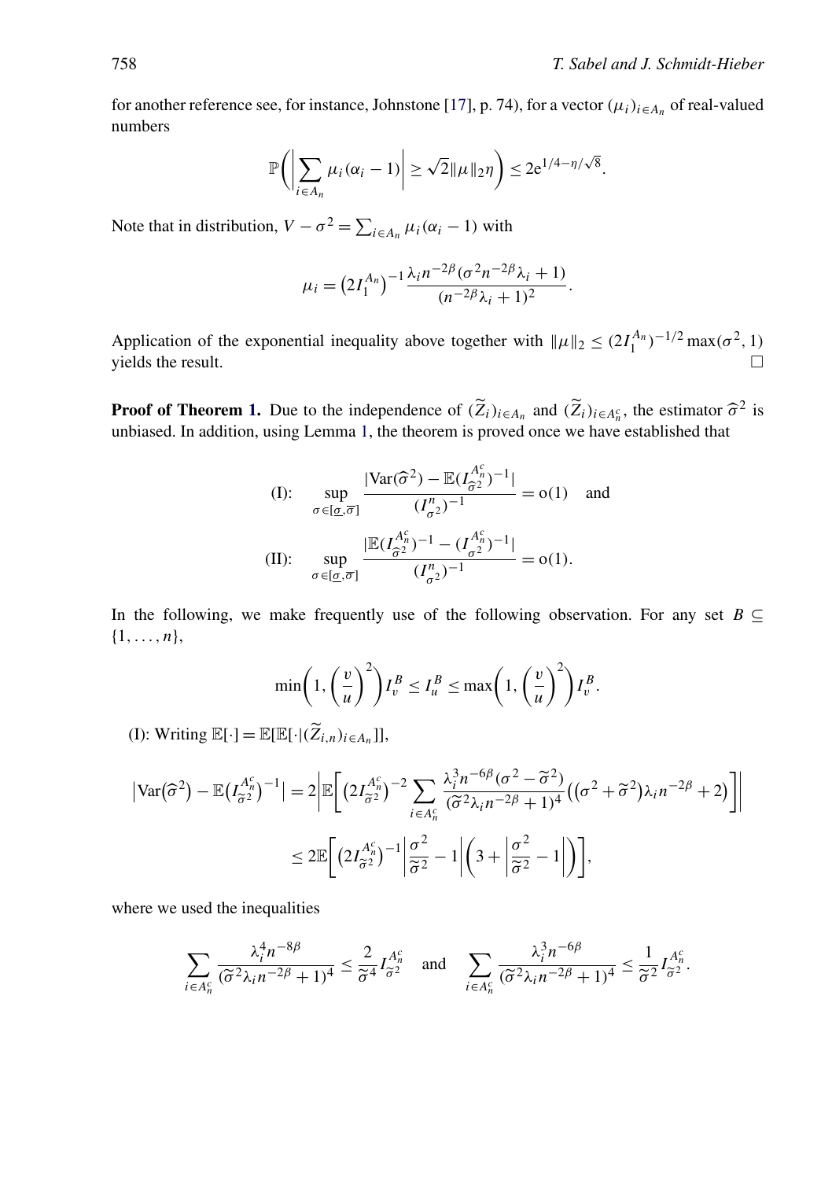for another reference see, for instance, Johnstone [17], p. 74), for a vector $(\mu_i)_{i\in A_n}$ of real-valued numbers

$$\mathbb{P}\bigg(\bigg|\sum_{i\in A_n}\mu_i(\alpha_i-1)\bigg|\geq\sqrt{2}\|\mu\|_2\eta\bigg)\leq 2\mathrm{e}^{1/4-\eta/\sqrt{8}}.$$

Note that in distribution, $V-\sigma^2=\sum_{i\in A_n}\mu_i(\alpha_i-1)$ with

$$\mu_i=\big(2I_1^{A_n}\big)^{-1}\frac{\lambda_i n^{-2\beta}(\sigma^2 n^{-2\beta}\lambda_i+1)}{(n^{-2\beta}\lambda_i+1)^2}.$$

Application of the exponential inequality above together with $\|\mu\|_2\leq(2I_1^{A_n})^{-1/2}\max(\sigma^2,1)$ yields the result. $\square$

**Proof of Theorem 1.** Due to the independence of $(\widetilde{Z}_i)_{i\in A_n}$ and $(\widetilde{Z}_i)_{i\in A_n^c}$, the estimator $\widehat{\sigma}^2$ is unbiased. In addition, using Lemma 1, the theorem is proved once we have established that

$$\text{(I):}\quad \sup_{\sigma\in[\underline{\sigma},\overline{\sigma}]}\frac{|\mathrm{Var}(\widehat{\sigma}^2)-\mathbb{E}(I_{\widetilde{\sigma}^2}^{A_n^c})^{-1}|}{(I_{\sigma^2}^{n})^{-1}}=\mathrm{o}(1)\quad\text{and}$$

$$\text{(II):}\quad \sup_{\sigma\in[\underline{\sigma},\overline{\sigma}]}\frac{|\mathbb{E}(I_{\widetilde{\sigma}^2}^{A_n^c})^{-1}-(I_{\sigma^2}^{A_n^c})^{-1}|}{(I_{\sigma^2}^{n})^{-1}}=\mathrm{o}(1).$$

In the following, we make frequently use of the following observation. For any set $B\subseteq\{1,\dots,n\}$,

$$\min\bigg(1,\bigg(\frac{v}{u}\bigg)^2\bigg)I_v^B\leq I_u^B\leq\max\bigg(1,\bigg(\frac{v}{u}\bigg)^2\bigg)I_v^B.$$

(I): Writing $\mathbb{E}[\cdot]=\mathbb{E}[\mathbb{E}[\cdot|(\widetilde{Z}_{i,n})_{i\in A_n}]]$,

$$\begin{aligned}
\big|\mathrm{Var}\big(\widehat{\sigma}^2\big)-\mathbb{E}\big(I_{\widetilde{\sigma}^2}^{A_n^c}\big)^{-1}\big|&=2\bigg|\mathbb{E}\bigg[\big(2I_{\widetilde{\sigma}^2}^{A_n^c}\big)^{-2}\sum_{i\in A_n^c}\frac{\lambda_i^3 n^{-6\beta}(\sigma^2-\widetilde{\sigma}^2)}{(\widetilde{\sigma}^2\lambda_i n^{-2\beta}+1)^4}\big(\big(\sigma^2+\widetilde{\sigma}^2\big)\lambda_i n^{-2\beta}+2\big)\bigg]\bigg|\\
&\leq 2\mathbb{E}\bigg[\big(2I_{\widetilde{\sigma}^2}^{A_n^c}\big)^{-1}\bigg|\frac{\sigma^2}{\widetilde{\sigma}^2}-1\bigg|\bigg(3+\bigg|\frac{\sigma^2}{\widetilde{\sigma}^2}-1\bigg|\bigg)\bigg],
\end{aligned}$$

where we used the inequalities

$$\sum_{i\in A_n^c}\frac{\lambda_i^4 n^{-8\beta}}{(\widetilde{\sigma}^2\lambda_i n^{-2\beta}+1)^4}\leq\frac{2}{\widetilde{\sigma}^4}I_{\widetilde{\sigma}^2}^{A_n^c}\quad\text{and}\quad\sum_{i\in A_n^c}\frac{\lambda_i^3 n^{-6\beta}}{(\widetilde{\sigma}^2\lambda_i n^{-2\beta}+1)^4}\leq\frac{1}{\widetilde{\sigma}^2}I_{\widetilde{\sigma}^2}^{A_n^c}.$$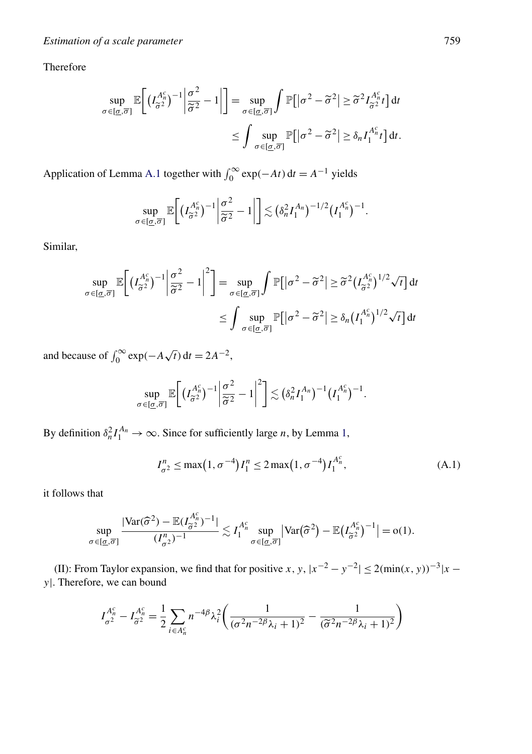Therefore

$$\sup_{\sigma \in [\underline{\sigma}, \overline{\sigma}]} \mathbb{E}\Big[ \big(I_{\widetilde{\sigma}^2}^{A_n^c}\big)^{-1} \Big| \frac{\sigma^2}{\widetilde{\sigma}^2} - 1 \Big| \Big] = \sup_{\sigma \in [\underline{\sigma}, \overline{\sigma}]} \int \mathbb{P}\big[ |\sigma^2 - \widetilde{\sigma}^2| \geq \widetilde{\sigma}^2 I_{\widetilde{\sigma}^2}^{A_n^c} t \big] \, \mathrm{d}t$$

$$\leq \int \sup_{\sigma \in [\underline{\sigma}, \overline{\sigma}]} \mathbb{P}\big[ |\sigma^2 - \widetilde{\sigma}^2| \geq \delta_n I_1^{A_n^c} t \big] \, \mathrm{d}t.$$

Application of Lemma A.1 together with $\int_0^\infty \exp(-At)\, \mathrm{d}t = A^{-1}$ yields

$$\sup_{\sigma \in [\underline{\sigma}, \overline{\sigma}]} \mathbb{E}\Big[ \big(I_{\widetilde{\sigma}^2}^{A_n^c}\big)^{-1} \Big| \frac{\sigma^2}{\widetilde{\sigma}^2} - 1 \Big| \Big] \lesssim \big(\delta_n^2 I_1^{A_n}\big)^{-1/2} \big(I_1^{A_n^c}\big)^{-1}.$$

Similar,

$$\sup_{\sigma \in [\underline{\sigma}, \overline{\sigma}]} \mathbb{E}\Big[ \big(I_{\widetilde{\sigma}^2}^{A_n^c}\big)^{-1} \Big| \frac{\sigma^2}{\widetilde{\sigma}^2} - 1 \Big|^2 \Big] = \sup_{\sigma \in [\underline{\sigma}, \overline{\sigma}]} \int \mathbb{P}\big[ |\sigma^2 - \widetilde{\sigma}^2| \geq \widetilde{\sigma}^2 \big(I_{\widetilde{\sigma}^2}^{A_n^c}\big)^{1/2} \sqrt{t} \big] \, \mathrm{d}t$$

$$\leq \int \sup_{\sigma \in [\underline{\sigma}, \overline{\sigma}]} \mathbb{P}\big[ |\sigma^2 - \widetilde{\sigma}^2| \geq \delta_n \big(I_1^{A_n^c}\big)^{1/2} \sqrt{t} \big] \, \mathrm{d}t$$

and because of $\int_0^\infty \exp(-A\sqrt{t})\, \mathrm{d}t = 2A^{-2}$,

$$\sup_{\sigma \in [\underline{\sigma}, \overline{\sigma}]} \mathbb{E}\Big[ \big(I_{\widetilde{\sigma}^2}^{A_n^c}\big)^{-1} \Big| \frac{\sigma^2}{\widetilde{\sigma}^2} - 1 \Big|^2 \Big] \lesssim \big(\delta_n^2 I_1^{A_n}\big)^{-1} \big(I_1^{A_n^c}\big)^{-1}.$$

By definition $\delta_n^2 I_1^{A_n} \to \infty$. Since for sufficiently large $n$, by Lemma 1,

$$I_{\sigma^2}^n \leq \max\big(1, \sigma^{-4}\big) I_1^n \leq 2 \max\big(1, \sigma^{-4}\big) I_1^{A_n^c}, \tag{A.1}$$

it follows that

$$\sup_{\sigma \in [\underline{\sigma}, \overline{\sigma}]} \frac{|\mathrm{Var}(\widehat{\sigma}^2) - \mathbb{E}(I_{\widetilde{\sigma}^2}^{A_n^c})^{-1}|}{(I_{\sigma^2}^n)^{-1}} \lesssim I_1^{A_n^c} \sup_{\sigma \in [\underline{\sigma}, \overline{\sigma}]} \big| \mathrm{Var}\big(\widehat{\sigma}^2\big) - \mathbb{E}\big(I_{\widetilde{\sigma}^2}^{A_n^c}\big)^{-1} \big| = \mathrm{o}(1).$$

(II): From Taylor expansion, we find that for positive $x, y$, $|x^{-2} - y^{-2}| \leq 2(\min(x, y))^{-3}|x - y|$. Therefore, we can bound

$$I_{\sigma^2}^{A_n^c} - I_{\widetilde{\sigma}^2}^{A_n^c} = \frac{1}{2} \sum_{i \in A_n^c} n^{-4\beta} \lambda_i^2 \bigg( \frac{1}{(\sigma^2 n^{-2\beta} \lambda_i + 1)^2} - \frac{1}{(\widetilde{\sigma}^2 n^{-2\beta} \lambda_i + 1)^2} \bigg)$$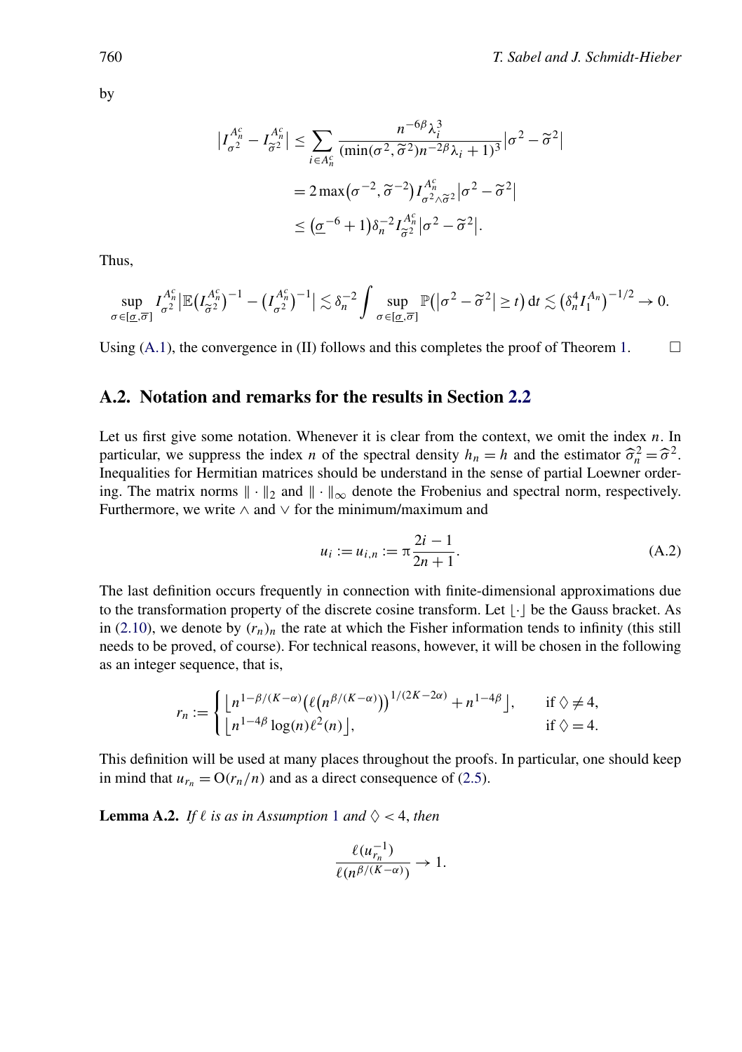by

$$
\begin{aligned}
\left|I_{\sigma^2}^{A_n^c} - I_{\widetilde{\sigma}^2}^{A_n^c}\right| &\le \sum_{i\in A_n^c} \frac{n^{-6\beta}\lambda_i^3}{(\min(\sigma^2,\widetilde{\sigma}^2)n^{-2\beta}\lambda_i+1)^3}\left|\sigma^2-\widetilde{\sigma}^2\right| \\
&= 2\max\left(\sigma^{-2},\widetilde{\sigma}^{-2}\right) I_{\sigma^2\wedge\widetilde{\sigma}^2}^{A_n^c}\left|\sigma^2-\widetilde{\sigma}^2\right| \\
&\le \left(\underline{\sigma}^{-6}+1\right)\delta_n^{-2} I_{\widetilde{\sigma}^2}^{A_n^c}\left|\sigma^2-\widetilde{\sigma}^2\right|.
\end{aligned}
$$

Thus,

$$
\sup_{\sigma\in[\underline{\sigma},\overline{\sigma}]} I_{\sigma^2}^{A_n^c}\left|\mathbb{E}\left(I_{\widetilde{\sigma}^2}^{A_n^c}\right)^{-1} - \left(I_{\sigma^2}^{A_n^c}\right)^{-1}\right| \lesssim \delta_n^{-2}\int \sup_{\sigma\in[\underline{\sigma},\overline{\sigma}]} \mathbb{P}\left(\left|\sigma^2-\widetilde{\sigma}^2\right|\ge t\right)\mathrm{d}t \lesssim \left(\delta_n^4 I_1^{A_n}\right)^{-1/2} \to 0.
$$

Using (A.1), the convergence in (II) follows and this completes the proof of Theorem 1. $\square$

## A.2. Notation and remarks for the results in Section 2.2

Let us first give some notation. Whenever it is clear from the context, we omit the index $n$. In particular, we suppress the index $n$ of the spectral density $h_n = h$ and the estimator $\widehat{\sigma}_n^2 = \widehat{\sigma}^2$. Inequalities for Hermitian matrices should be understand in the sense of partial Loewner ordering. The matrix norms $\|\cdot\|_2$ and $\|\cdot\|_\infty$ denote the Frobenius and spectral norm, respectively. Furthermore, we write $\wedge$ and $\vee$ for the minimum/maximum and

$$
u_i := u_{i,n} := \pi\frac{2i-1}{2n+1}. \tag{A.2}
$$

The last definition occurs frequently in connection with finite-dimensional approximations due to the transformation property of the discrete cosine transform. Let $\lfloor\cdot\rfloor$ be the Gauss bracket. As in (2.10), we denote by $(r_n)_n$ the rate at which the Fisher information tends to infinity (this still needs to be proved, of course). For technical reasons, however, it will be chosen in the following as an integer sequence, that is,

$$
r_n := \begin{cases} \left\lfloor n^{1-\beta/(K-\alpha)}\left(\ell\left(n^{\beta/(K-\alpha)}\right)\right)^{1/(2K-2\alpha)} + n^{1-4\beta}\right\rfloor, & \text{if } \diamondsuit \ne 4, \\ \left\lfloor n^{1-4\beta}\log(n)\ell^2(n)\right\rfloor, & \text{if } \diamondsuit = 4. \end{cases}
$$

This definition will be used at many places throughout the proofs. In particular, one should keep in mind that $u_{r_n} = \mathrm{O}(r_n/n)$ and as a direct consequence of (2.5).

**Lemma A.2.** *If $\ell$ is as in Assumption 1 and $\diamondsuit < 4$, then*

$$
\frac{\ell(u_{r_n}^{-1})}{\ell(n^{\beta/(K-\alpha)})} \to 1.
$$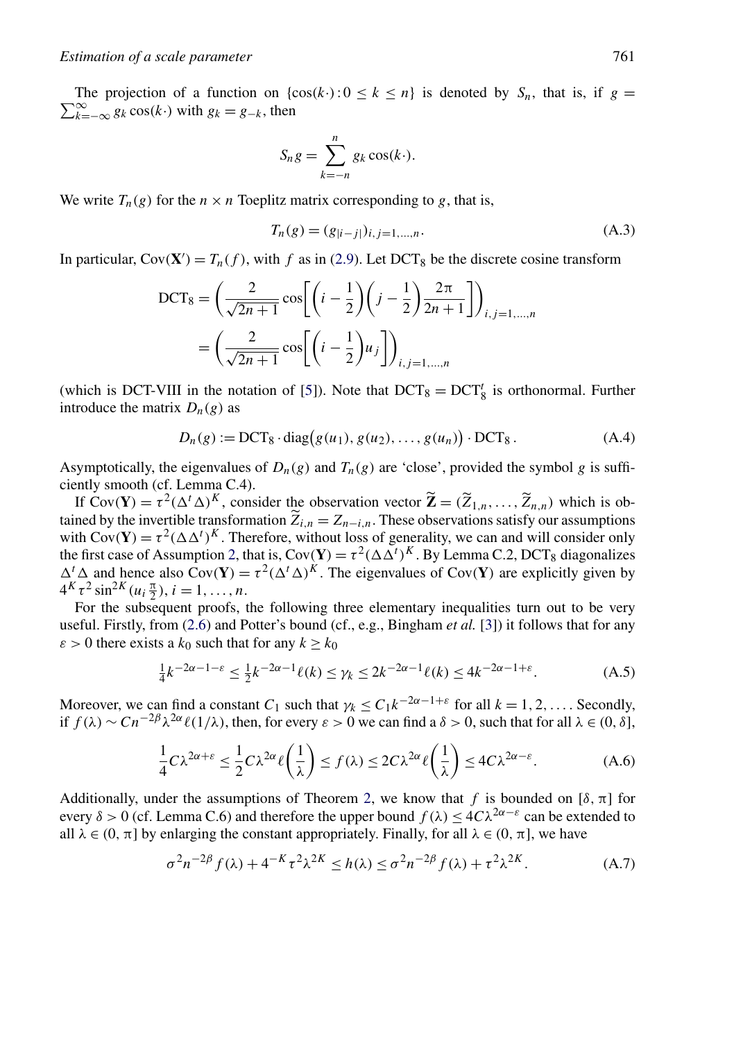The projection of a function on $\{\cos(k\cdot) : 0 \le k \le n\}$ is denoted by $S_n$, that is, if $g = \sum_{k=-\infty}^{\infty} g_k \cos(k\cdot)$ with $g_k = g_{-k}$, then

$$S_n g = \sum_{k=-n}^{n} g_k \cos(k\cdot).$$

We write $T_n(g)$ for the $n \times n$ Toeplitz matrix corresponding to $g$, that is,

$$T_n(g) = (g_{|i-j|})_{i,j=1,\dots,n}. \tag{A.3}$$

In particular, $\mathrm{Cov}(\mathbf{X}') = T_n(f)$, with $f$ as in (2.9). Let $\mathrm{DCT}_8$ be the discrete cosine transform

$$\begin{aligned}
\mathrm{DCT}_8 &= \left( \frac{2}{\sqrt{2n+1}} \cos\left[ \left(i - \frac{1}{2}\right)\left(j - \frac{1}{2}\right) \frac{2\pi}{2n+1} \right] \right)_{i,j=1,\dots,n} \\
&= \left( \frac{2}{\sqrt{2n+1}} \cos\left[ \left(i - \frac{1}{2}\right) u_j \right] \right)_{i,j=1,\dots,n}
\end{aligned}$$

(which is DCT-VIII in the notation of [5]). Note that $\mathrm{DCT}_8 = \mathrm{DCT}_8^t$ is orthonormal. Further introduce the matrix $D_n(g)$ as

$$D_n(g) := \mathrm{DCT}_8 \cdot \mathrm{diag}\big(g(u_1), g(u_2), \dots, g(u_n)\big) \cdot \mathrm{DCT}_8 \,. \tag{A.4}$$

Asymptotically, the eigenvalues of $D_n(g)$ and $T_n(g)$ are 'close', provided the symbol $g$ is sufficiently smooth (cf. Lemma C.4).

If $\mathrm{Cov}(\mathbf{Y}) = \tau^2(\Delta^t \Delta)^K$, consider the observation vector $\widetilde{\mathbf{Z}} = (\widetilde{Z}_{1,n}, \dots, \widetilde{Z}_{n,n})$ which is obtained by the invertible transformation $\widetilde{Z}_{i,n} = Z_{n-i,n}$. These observations satisfy our assumptions with $\mathrm{Cov}(\mathbf{Y}) = \tau^2(\Delta\Delta^t)^K$. Therefore, without loss of generality, we can and will consider only the first case of Assumption 2, that is, $\mathrm{Cov}(\mathbf{Y}) = \tau^2(\Delta\Delta^t)^K$. By Lemma C.2, $\mathrm{DCT}_8$ diagonalizes $\Delta^t\Delta$ and hence also $\mathrm{Cov}(\mathbf{Y}) = \tau^2(\Delta^t\Delta)^K$. The eigenvalues of $\mathrm{Cov}(\mathbf{Y})$ are explicitly given by $4^K \tau^2 \sin^{2K}(u_i \frac{\pi}{2})$, $i = 1, \dots, n$.

For the subsequent proofs, the following three elementary inequalities turn out to be very useful. Firstly, from (2.6) and Potter's bound (cf., e.g., Bingham *et al.* [3]) it follows that for any $\varepsilon > 0$ there exists a $k_0$ such that for any $k \ge k_0$

$$\tfrac{1}{4} k^{-2\alpha-1-\varepsilon} \le \tfrac{1}{2} k^{-2\alpha-1} \ell(k) \le \gamma_k \le 2k^{-2\alpha-1} \ell(k) \le 4k^{-2\alpha-1+\varepsilon}. \tag{A.5}$$

Moreover, we can find a constant $C_1$ such that $\gamma_k \le C_1 k^{-2\alpha-1+\varepsilon}$ for all $k = 1, 2, \dots$. Secondly, if $f(\lambda) \sim C n^{-2\beta} \lambda^{2\alpha} \ell(1/\lambda)$, then, for every $\varepsilon > 0$ we can find a $\delta > 0$, such that for all $\lambda \in (0, \delta]$,

$$\frac{1}{4} C \lambda^{2\alpha+\varepsilon} \le \frac{1}{2} C \lambda^{2\alpha} \ell\left(\frac{1}{\lambda}\right) \le f(\lambda) \le 2C\lambda^{2\alpha} \ell\left(\frac{1}{\lambda}\right) \le 4C\lambda^{2\alpha-\varepsilon}. \tag{A.6}$$

Additionally, under the assumptions of Theorem 2, we know that $f$ is bounded on $[\delta, \pi]$ for every $\delta > 0$ (cf. Lemma C.6) and therefore the upper bound $f(\lambda) \le 4C\lambda^{2\alpha-\varepsilon}$ can be extended to all $\lambda \in (0, \pi]$ by enlarging the constant appropriately. Finally, for all $\lambda \in (0, \pi]$, we have

$$\sigma^2 n^{-2\beta} f(\lambda) + 4^{-K} \tau^2 \lambda^{2K} \le h(\lambda) \le \sigma^2 n^{-2\beta} f(\lambda) + \tau^2 \lambda^{2K}. \tag{A.7}$$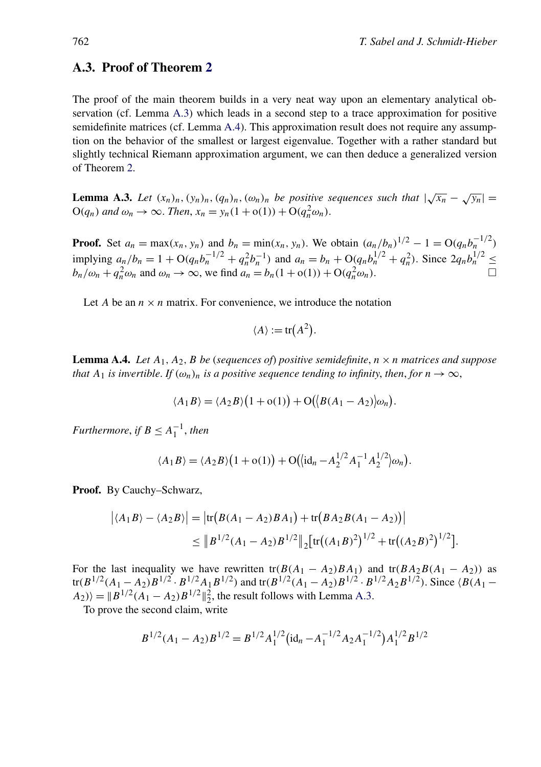## A.3. Proof of Theorem 2

The proof of the main theorem builds in a very neat way upon an elementary analytical observation (cf. Lemma A.3) which leads in a second step to a trace approximation for positive semidefinite matrices (cf. Lemma A.4). This approximation result does not require any assumption on the behavior of the smallest or largest eigenvalue. Together with a rather standard but slightly technical Riemann approximation argument, we can then deduce a generalized version of Theorem 2.

**Lemma A.3.** *Let $(x_n)_n, (y_n)_n, (q_n)_n, (\omega_n)_n$ be positive sequences such that $|\sqrt{x_n} - \sqrt{y_n}| = \mathrm{O}(q_n)$ and $\omega_n \to \infty$. Then, $x_n = y_n(1 + \mathrm{o}(1)) + \mathrm{O}(q_n^2 \omega_n)$.*

**Proof.** Set $a_n = \max(x_n, y_n)$ and $b_n = \min(x_n, y_n)$. We obtain $(a_n/b_n)^{1/2} - 1 = \mathrm{O}(q_n b_n^{-1/2})$ implying $a_n/b_n = 1 + \mathrm{O}(q_n b_n^{-1/2} + q_n^2 b_n^{-1})$ and $a_n = b_n + \mathrm{O}(q_n b_n^{1/2} + q_n^2)$. Since $2q_n b_n^{1/2} \leq b_n/\omega_n + q_n^2 \omega_n$ and $\omega_n \to \infty$, we find $a_n = b_n(1 + \mathrm{o}(1)) + \mathrm{O}(q_n^2 \omega_n)$. □

Let $A$ be an $n \times n$ matrix. For convenience, we introduce the notation

$$\langle A \rangle := \operatorname{tr}(A^2).$$

**Lemma A.4.** *Let $A_1, A_2, B$ be (sequences of) positive semidefinite, $n \times n$ matrices and suppose that $A_1$ is invertible. If $(\omega_n)_n$ is a positive sequence tending to infinity, then, for $n \to \infty$,*

$$\langle A_1 B \rangle = \langle A_2 B \rangle (1 + \mathrm{o}(1)) + \mathrm{O}(\langle B(A_1 - A_2) \rangle \omega_n).$$

*Furthermore, if $B \leq A_1^{-1}$, then*

$$\langle A_1 B \rangle = \langle A_2 B \rangle (1 + \mathrm{o}(1)) + \mathrm{O}(\langle \mathrm{id}_n - A_2^{1/2} A_1^{-1} A_2^{1/2} \rangle \omega_n).$$

**Proof.** By Cauchy–Schwarz,

$$\begin{aligned}
\left| \langle A_1 B \rangle - \langle A_2 B \rangle \right| &= \left| \operatorname{tr}(B(A_1 - A_2) B A_1) + \operatorname{tr}(B A_2 B (A_1 - A_2)) \right| \\
&\leq \| B^{1/2} (A_1 - A_2) B^{1/2} \|_2 \left[ \operatorname{tr}((A_1 B)^2)^{1/2} + \operatorname{tr}((A_2 B)^2)^{1/2} \right].
\end{aligned}$$

For the last inequality we have rewritten $\operatorname{tr}(B(A_1 - A_2) B A_1)$ and $\operatorname{tr}(B A_2 B (A_1 - A_2))$ as $\operatorname{tr}(B^{1/2}(A_1 - A_2) B^{1/2} \cdot B^{1/2} A_1 B^{1/2})$ and $\operatorname{tr}(B^{1/2}(A_1 - A_2) B^{1/2} \cdot B^{1/2} A_2 B^{1/2})$. Since $\langle B(A_1 - A_2) \rangle = \| B^{1/2}(A_1 - A_2) B^{1/2} \|_2^2$, the result follows with Lemma A.3.

To prove the second claim, write

$$B^{1/2}(A_1 - A_2) B^{1/2} = B^{1/2} A_1^{1/2} (\mathrm{id}_n - A_1^{-1/2} A_2 A_1^{-1/2}) A_1^{1/2} B^{1/2}$$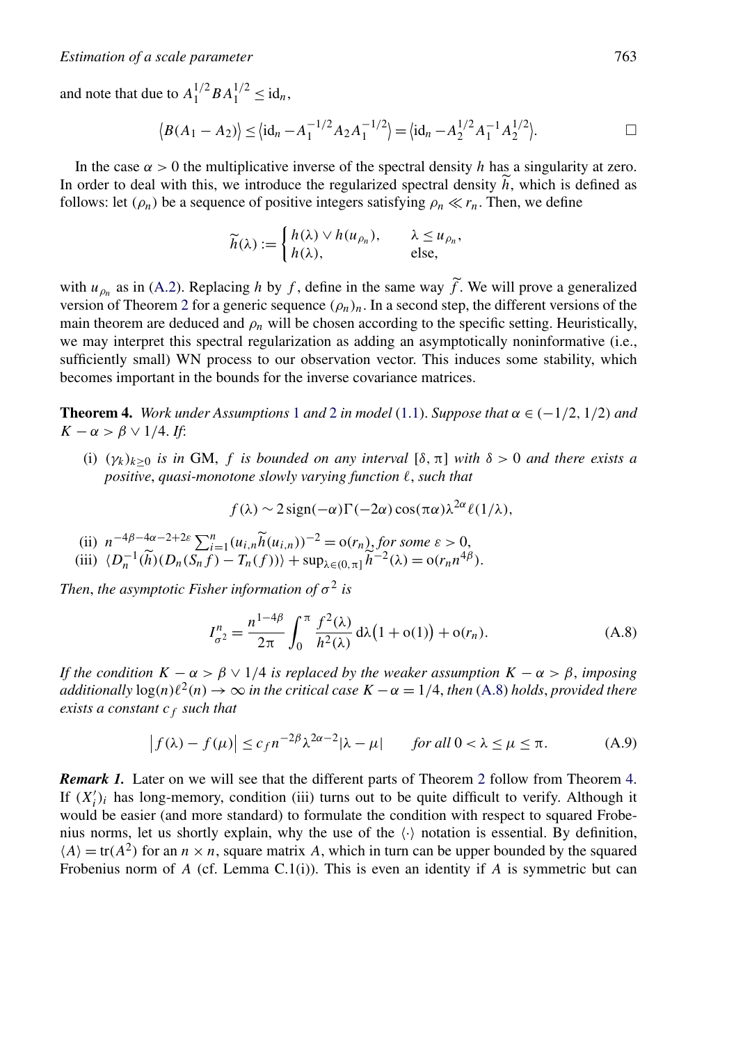and note that due to $A_1^{1/2} B A_1^{1/2} \leq \mathrm{id}_n$,

$$\langle B(A_1 - A_2)\rangle \leq \langle \mathrm{id}_n - A_1^{-1/2} A_2 A_1^{-1/2}\rangle = \langle \mathrm{id}_n - A_2^{1/2} A_1^{-1} A_2^{1/2}\rangle. \qquad \square$$

In the case $\alpha > 0$ the multiplicative inverse of the spectral density $h$ has a singularity at zero. In order to deal with this, we introduce the regularized spectral density $\widetilde{h}$, which is defined as follows: let $(\rho_n)$ be a sequence of positive integers satisfying $\rho_n \ll r_n$. Then, we define

$$\widetilde{h}(\lambda) := \begin{cases} h(\lambda) \vee h(u_{\rho_n}), & \lambda \leq u_{\rho_n}, \\ h(\lambda), & \text{else}, \end{cases}$$

with $u_{\rho_n}$ as in (A.2). Replacing $h$ by $f$, define in the same way $\widetilde{f}$. We will prove a generalized version of Theorem 2 for a generic sequence $(\rho_n)_n$. In a second step, the different versions of the main theorem are deduced and $\rho_n$ will be chosen according to the specific setting. Heuristically, we may interpret this spectral regularization as adding an asymptotically noninformative (i.e., sufficiently small) WN process to our observation vector. This induces some stability, which becomes important in the bounds for the inverse covariance matrices.

**Theorem 4.** *Work under Assumptions 1 and 2 in model (1.1). Suppose that $\alpha \in (-1/2, 1/2)$ and $K - \alpha > \beta \vee 1/4$. If*:

(i) *$(\gamma_k)_{k\geq 0}$ is in GM, $f$ is bounded on any interval $[\delta, \pi]$ with $\delta > 0$ and there exists a positive, quasi-monotone slowly varying function $\ell$, such that*

$$f(\lambda) \sim 2\,\mathrm{sign}(-\alpha)\Gamma(-2\alpha)\cos(\pi\alpha)\lambda^{2\alpha}\ell(1/\lambda),$$

(ii) $n^{-4\beta-4\alpha-2+2\varepsilon}\sum_{i=1}^{n}(u_{i,n}\widetilde{h}(u_{i,n}))^{-2} = o(r_n)$, *for some $\varepsilon > 0$*,

(iii) $\langle D_n^{-1}(\widetilde{h})(D_n(S_n f) - T_n(f))\rangle + \sup_{\lambda\in(0,\pi]}\widetilde{h}^{-2}(\lambda) = o(r_n n^{4\beta})$.

*Then, the asymptotic Fisher information of $\sigma^2$ is*

$$I_{\sigma^2}^n = \frac{n^{1-4\beta}}{2\pi}\int_0^{\pi}\frac{f^2(\lambda)}{h^2(\lambda)}\,d\lambda\big(1 + o(1)\big) + o(r_n). \tag{A.8}$$

*If the condition $K - \alpha > \beta \vee 1/4$ is replaced by the weaker assumption $K - \alpha > \beta$, imposing additionally $\log(n)\ell^2(n) \to \infty$ in the critical case $K - \alpha = 1/4$, then (A.8) holds, provided there exists a constant $c_f$ such that*

$$\big|f(\lambda) - f(\mu)\big| \leq c_f n^{-2\beta}\lambda^{2\alpha-2}|\lambda - \mu| \qquad \text{for all } 0 < \lambda \leq \mu \leq \pi. \tag{A.9}$$

***Remark 1.*** Later on we will see that the different parts of Theorem 2 follow from Theorem 4. If $(X_i')_i$ has long-memory, condition (iii) turns out to be quite difficult to verify. Although it would be easier (and more standard) to formulate the condition with respect to squared Frobenius norms, let us shortly explain, why the use of the $\langle\cdot\rangle$ notation is essential. By definition, $\langle A\rangle = \mathrm{tr}(A^2)$ for an $n \times n$, square matrix $A$, which in turn can be upper bounded by the squared Frobenius norm of $A$ (cf. Lemma C.1(i)). This is even an identity if $A$ is symmetric but can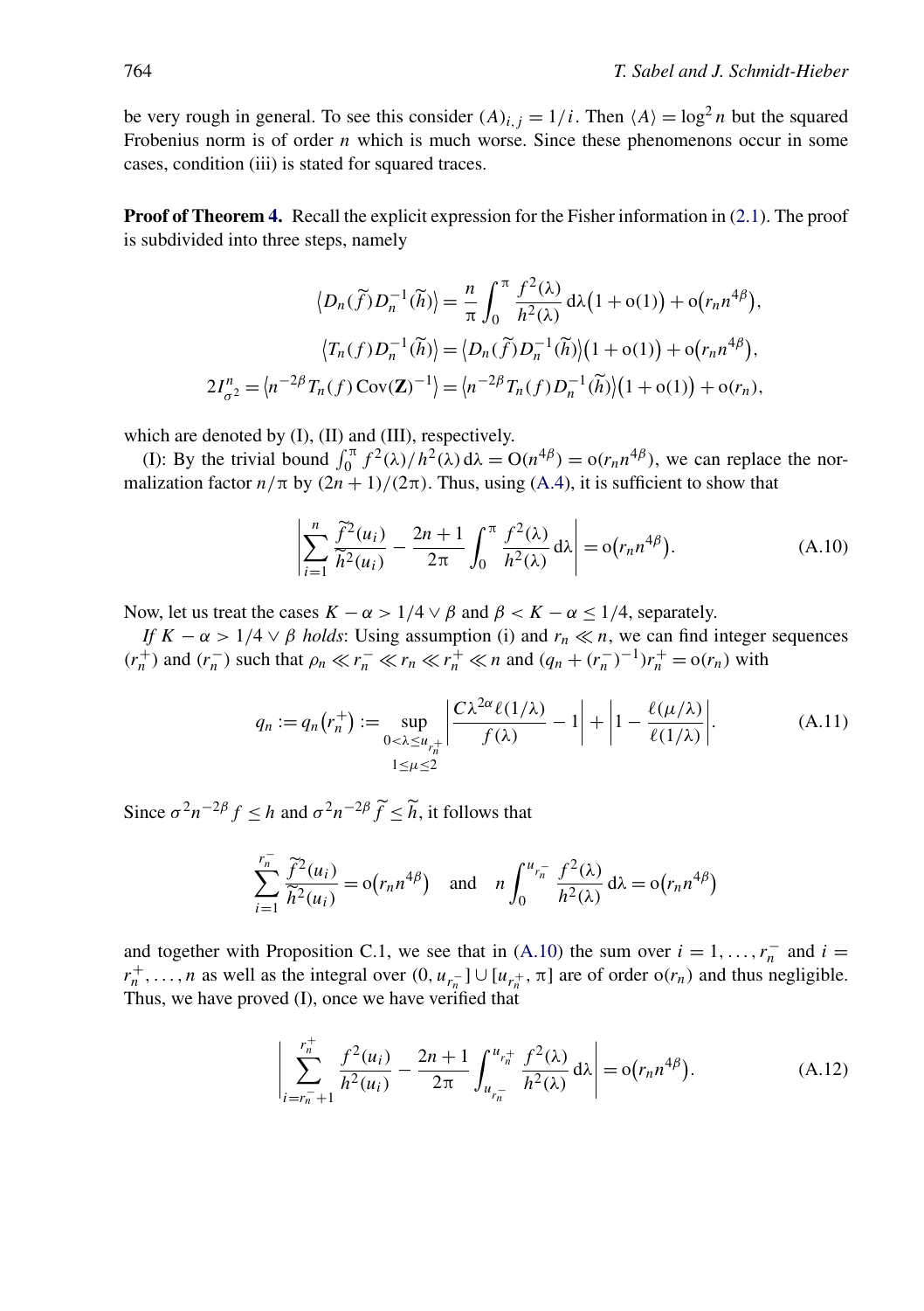be very rough in general. To see this consider $(A)_{i,j} = 1/i$. Then $\langle A \rangle = \log^2 n$ but the squared Frobenius norm is of order $n$ which is much worse. Since these phenomenons occur in some cases, condition (iii) is stated for squared traces.

**Proof of Theorem 4.** Recall the explicit expression for the Fisher information in (2.1). The proof is subdivided into three steps, namely

$$\langle D_n(\widetilde{f}) D_n^{-1}(\widetilde{h}) \rangle = \frac{n}{\pi} \int_0^\pi \frac{f^2(\lambda)}{h^2(\lambda)} \, d\lambda \big(1 + o(1)\big) + o\big(r_n n^{4\beta}\big),$$

$$\langle T_n(f) D_n^{-1}(\widetilde{h}) \rangle = \langle D_n(\widetilde{f}) D_n^{-1}(\widetilde{h}) \rangle \big(1 + o(1)\big) + o\big(r_n n^{4\beta}\big),$$

$$2I_{\sigma^2}^n = \langle n^{-2\beta} T_n(f) \operatorname{Cov}(\mathbf{Z})^{-1} \rangle = \langle n^{-2\beta} T_n(f) D_n^{-1}(\widetilde{h}) \rangle \big(1 + o(1)\big) + o(r_n),$$

which are denoted by (I), (II) and (III), respectively.

(I): By the trivial bound $\int_0^\pi f^2(\lambda)/h^2(\lambda) \, d\lambda = O(n^{4\beta}) = o(r_n n^{4\beta})$, we can replace the normalization factor $n/\pi$ by $(2n+1)/(2\pi)$. Thus, using (A.4), it is sufficient to show that

$$\left| \sum_{i=1}^n \frac{\widetilde{f}^2(u_i)}{\widetilde{h}^2(u_i)} - \frac{2n+1}{2\pi} \int_0^\pi \frac{f^2(\lambda)}{h^2(\lambda)} \, d\lambda \right| = o\big(r_n n^{4\beta}\big). \tag{A.10}$$

Now, let us treat the cases $K - \alpha > 1/4 \vee \beta$ and $\beta < K - \alpha \leq 1/4$, separately.

*If $K - \alpha > 1/4 \vee \beta$ holds*: Using assumption (i) and $r_n \ll n$, we can find integer sequences $(r_n^+)$ and $(r_n^-)$ such that $\rho_n \ll r_n^- \ll r_n \ll r_n^+ \ll n$ and $(q_n + (r_n^-)^{-1}) r_n^+ = o(r_n)$ with

$$q_n := q_n\big(r_n^+\big) := \sup_{\substack{0 < \lambda \leq u_{r_n^+} \\ 1 \leq \mu \leq 2}} \left| \frac{C\lambda^{2\alpha} \ell(1/\lambda)}{f(\lambda)} - 1 \right| + \left| 1 - \frac{\ell(\mu/\lambda)}{\ell(1/\lambda)} \right|. \tag{A.11}$$

Since $\sigma^2 n^{-2\beta} f \leq h$ and $\sigma^2 n^{-2\beta} \widetilde{f} \leq \widetilde{h}$, it follows that

$$\sum_{i=1}^{r_n^-} \frac{\widetilde{f}^2(u_i)}{\widetilde{h}^2(u_i)} = o\big(r_n n^{4\beta}\big) \quad \text{and} \quad n \int_0^{u_{r_n^-}} \frac{f^2(\lambda)}{h^2(\lambda)} \, d\lambda = o\big(r_n n^{4\beta}\big)$$

and together with Proposition C.1, we see that in (A.10) the sum over $i = 1, \ldots, r_n^-$ and $i = r_n^+, \ldots, n$ as well as the integral over $(0, u_{r_n^-}] \cup [u_{r_n^+}, \pi]$ are of order $o(r_n)$ and thus negligible. Thus, we have proved (I), once we have verified that

$$\left| \sum_{i=r_n^-+1}^{r_n^+} \frac{f^2(u_i)}{h^2(u_i)} - \frac{2n+1}{2\pi} \int_{u_{r_n^-}}^{u_{r_n^+}} \frac{f^2(\lambda)}{h^2(\lambda)} \, d\lambda \right| = o\big(r_n n^{4\beta}\big). \tag{A.12}$$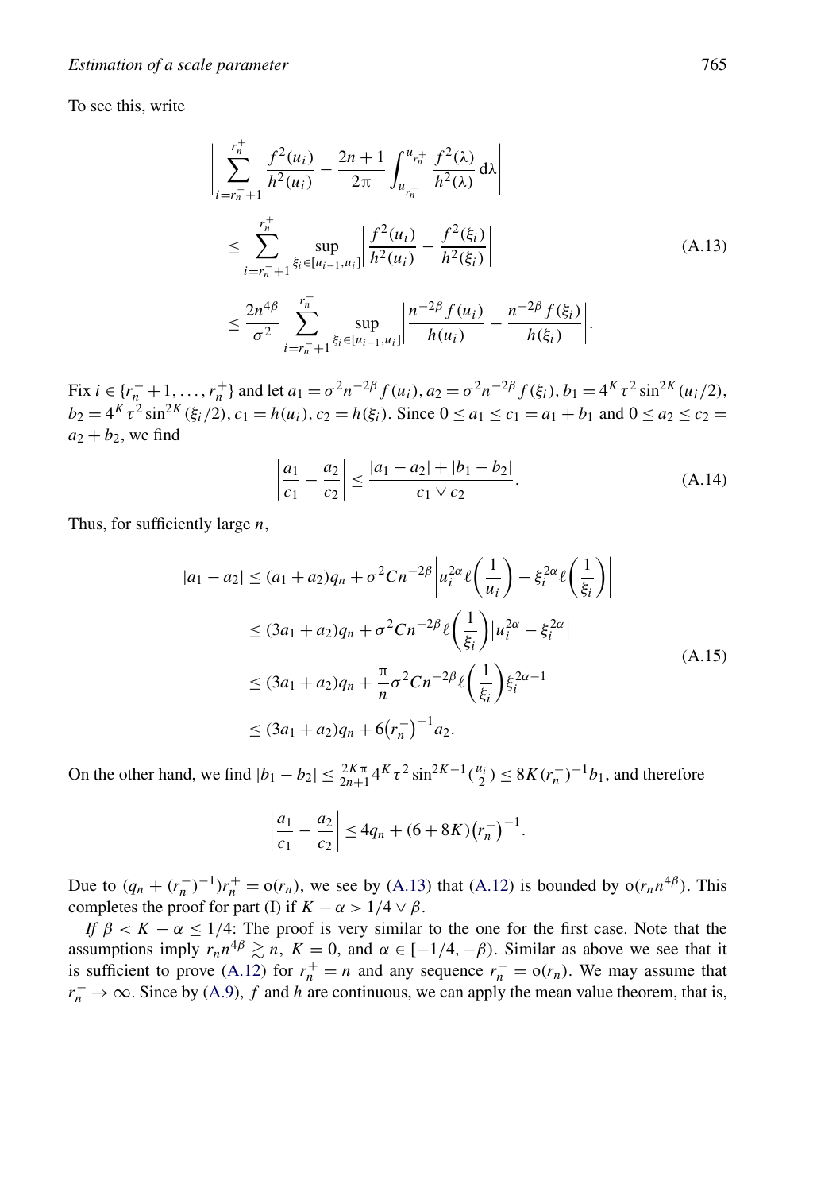To see this, write

$$
\begin{aligned}
&\left| \sum_{i=r_n^-+1}^{r_n^+} \frac{f^2(u_i)}{h^2(u_i)} - \frac{2n+1}{2\pi} \int_{u_{r_n^-}}^{u_{r_n^+}} \frac{f^2(\lambda)}{h^2(\lambda)} \, \mathrm{d}\lambda \right| \\
&\quad \le \sum_{i=r_n^-+1}^{r_n^+} \sup_{\xi_i \in [u_{i-1}, u_i]} \left| \frac{f^2(u_i)}{h^2(u_i)} - \frac{f^2(\xi_i)}{h^2(\xi_i)} \right| \qquad \text{(A.13)} \\
&\quad \le \frac{2n^{4\beta}}{\sigma^2} \sum_{i=r_n^-+1}^{r_n^+} \sup_{\xi_i \in [u_{i-1}, u_i]} \left| \frac{n^{-2\beta} f(u_i)}{h(u_i)} - \frac{n^{-2\beta} f(\xi_i)}{h(\xi_i)} \right|.
\end{aligned}
$$

Fix $i \in \{r_n^- + 1, \dots, r_n^+\}$ and let $a_1 = \sigma^2 n^{-2\beta} f(u_i)$, $a_2 = \sigma^2 n^{-2\beta} f(\xi_i)$, $b_1 = 4^K \tau^2 \sin^{2K}(u_i/2)$, $b_2 = 4^K \tau^2 \sin^{2K}(\xi_i/2)$, $c_1 = h(u_i)$, $c_2 = h(\xi_i)$. Since $0 \le a_1 \le c_1 = a_1 + b_1$ and $0 \le a_2 \le c_2 = a_2 + b_2$, we find

$$
\left| \frac{a_1}{c_1} - \frac{a_2}{c_2} \right| \le \frac{|a_1 - a_2| + |b_1 - b_2|}{c_1 \vee c_2}. \qquad \text{(A.14)}
$$

Thus, for sufficiently large $n$,

$$
\begin{aligned}
|a_1 - a_2| &\le (a_1 + a_2) q_n + \sigma^2 C n^{-2\beta} \left| u_i^{2\alpha} \ell\left(\frac{1}{u_i}\right) - \xi_i^{2\alpha} \ell\left(\frac{1}{\xi_i}\right) \right| \\
&\le (3a_1 + a_2) q_n + \sigma^2 C n^{-2\beta} \ell\left(\frac{1}{\xi_i}\right) \left| u_i^{2\alpha} - \xi_i^{2\alpha} \right| \\
&\le (3a_1 + a_2) q_n + \frac{\pi}{n} \sigma^2 C n^{-2\beta} \ell\left(\frac{1}{\xi_i}\right) \xi_i^{2\alpha - 1} \\
&\le (3a_1 + a_2) q_n + 6 \left(r_n^-\right)^{-1} a_2.
\end{aligned} \qquad \text{(A.15)}
$$

On the other hand, we find $|b_1 - b_2| \le \frac{2K\pi}{2n+1} 4^K \tau^2 \sin^{2K-1}(\frac{u_i}{2}) \le 8K (r_n^-)^{-1} b_1$, and therefore

$$
\left| \frac{a_1}{c_1} - \frac{a_2}{c_2} \right| \le 4 q_n + (6 + 8K) \left(r_n^-\right)^{-1}.
$$

Due to $(q_n + (r_n^-)^{-1}) r_n^+ = o(r_n)$, we see by (A.13) that (A.12) is bounded by $o(r_n n^{4\beta})$. This completes the proof for part (I) if $K - \alpha > 1/4 \vee \beta$.

*If* $\beta < K - \alpha \le 1/4$: The proof is very similar to the one for the first case. Note that the assumptions imply $r_n n^{4\beta} \gtrsim n$, $K = 0$, and $\alpha \in [-1/4, -\beta)$. Similar as above we see that it is sufficient to prove (A.12) for $r_n^+ = n$ and any sequence $r_n^- = o(r_n)$. We may assume that $r_n^- \to \infty$. Since by (A.9), $f$ and $h$ are continuous, we can apply the mean value theorem, that is,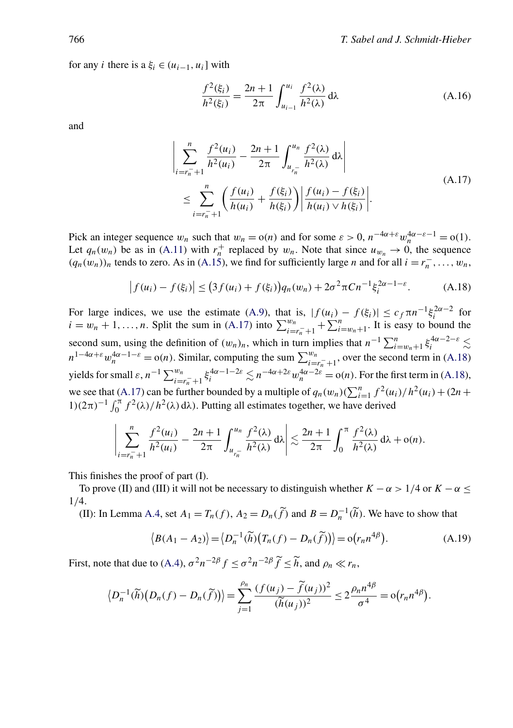for any $i$ there is a $\xi_i \in (u_{i-1}, u_i]$ with

$$\frac{f^2(\xi_i)}{h^2(\xi_i)} = \frac{2n+1}{2\pi} \int_{u_{i-1}}^{u_i} \frac{f^2(\lambda)}{h^2(\lambda)} \, d\lambda \tag{A.16}$$

and

$$\begin{aligned} &\left| \sum_{i=r_n^-+1}^{n} \frac{f^2(u_i)}{h^2(u_i)} - \frac{2n+1}{2\pi} \int_{u_{r_n^-}}^{u_n} \frac{f^2(\lambda)}{h^2(\lambda)} \, d\lambda \right| \\ &\quad \leq \sum_{i=r_n^-+1}^{n} \left( \frac{f(u_i)}{h(u_i)} + \frac{f(\xi_i)}{h(\xi_i)} \right) \left| \frac{f(u_i) - f(\xi_i)}{h(u_i) \vee h(\xi_i)} \right|. \end{aligned} \tag{A.17}$$

Pick an integer sequence $w_n$ such that $w_n = o(n)$ and for some $\varepsilon > 0$, $n^{-4\alpha+\varepsilon} w_n^{4\alpha-\varepsilon-1} = o(1)$. Let $q_n(w_n)$ be as in (A.11) with $r_n^+$ replaced by $w_n$. Note that since $u_{w_n} \to 0$, the sequence $(q_n(w_n))_n$ tends to zero. As in (A.15), we find for sufficiently large $n$ and for all $i = r_n^-, \dots, w_n$,

$$\left| f(u_i) - f(\xi_i) \right| \leq \left( 3f(u_i) + f(\xi_i) \right) q_n(w_n) + 2\sigma^2 \pi C n^{-1} \xi_i^{2\alpha-1-\varepsilon}. \tag{A.18}$$

For large indices, we use the estimate (A.9), that is, $|f(u_i) - f(\xi_i)| \leq c_f \pi n^{-1} \xi_i^{2\alpha-2}$ for $i = w_n + 1, \dots, n$. Split the sum in (A.17) into $\sum_{i=r_n^-+1}^{w_n} + \sum_{i=w_n+1}^{n}$. It is easy to bound the second sum, using the definition of $(w_n)_n$, which in turn implies that $n^{-1} \sum_{i=w_n+1}^{n} \xi_i^{4\alpha-2-\varepsilon} \lesssim n^{1-4\alpha+\varepsilon} w_n^{4\alpha-1-\varepsilon} = o(n)$. Similar, computing the sum $\sum_{i=r_n^-+1}^{w_n}$, over the second term in (A.18) yields for small $\varepsilon$, $n^{-1} \sum_{i=r_n^-+1}^{w_n} \xi_i^{4\alpha-1-2\varepsilon} \lesssim n^{-4\alpha+2\varepsilon} w_n^{4\alpha-2\varepsilon} = o(n)$. For the first term in (A.18), we see that (A.17) can be further bounded by a multiple of $q_n(w_n)(\sum_{i=1}^{n} f^2(u_i)/h^2(u_i) + (2n+1)(2\pi)^{-1} \int_0^\pi f^2(\lambda)/h^2(\lambda) \, d\lambda)$. Putting all estimates together, we have derived

$$\left| \sum_{i=r_n^-+1}^{n} \frac{f^2(u_i)}{h^2(u_i)} - \frac{2n+1}{2\pi} \int_{u_{r_n^-}}^{u_n} \frac{f^2(\lambda)}{h^2(\lambda)} \, d\lambda \right| \lesssim \frac{2n+1}{2\pi} \int_0^\pi \frac{f^2(\lambda)}{h^2(\lambda)} \, d\lambda + o(n).$$

This finishes the proof of part (I).

To prove (II) and (III) it will not be necessary to distinguish whether $K - \alpha > 1/4$ or $K - \alpha \leq 1/4$.

(II): In Lemma A.4, set $A_1 = T_n(f)$, $A_2 = D_n(\widetilde{f})$ and $B = D_n^{-1}(\widetilde{h})$. We have to show that

$$\langle B(A_1 - A_2) \rangle = \langle D_n^{-1}(\widetilde{h}) \left( T_n(f) - D_n(\widetilde{f}) \right) \rangle = o\left( r_n n^{4\beta} \right). \tag{A.19}$$

First, note that due to (A.4), $\sigma^2 n^{-2\beta} f \leq \sigma^2 n^{-2\beta} \widetilde{f} \leq \widetilde{h}$, and $\rho_n \ll r_n$,

$$\langle D_n^{-1}(\widetilde{h}) \left( D_n(f) - D_n(\widetilde{f}) \right) \rangle = \sum_{j=1}^{\rho_n} \frac{(f(u_j) - \widetilde{f}(u_j))^2}{(\widetilde{h}(u_j))^2} \leq 2 \frac{\rho_n n^{4\beta}}{\sigma^4} = o\left( r_n n^{4\beta} \right).$$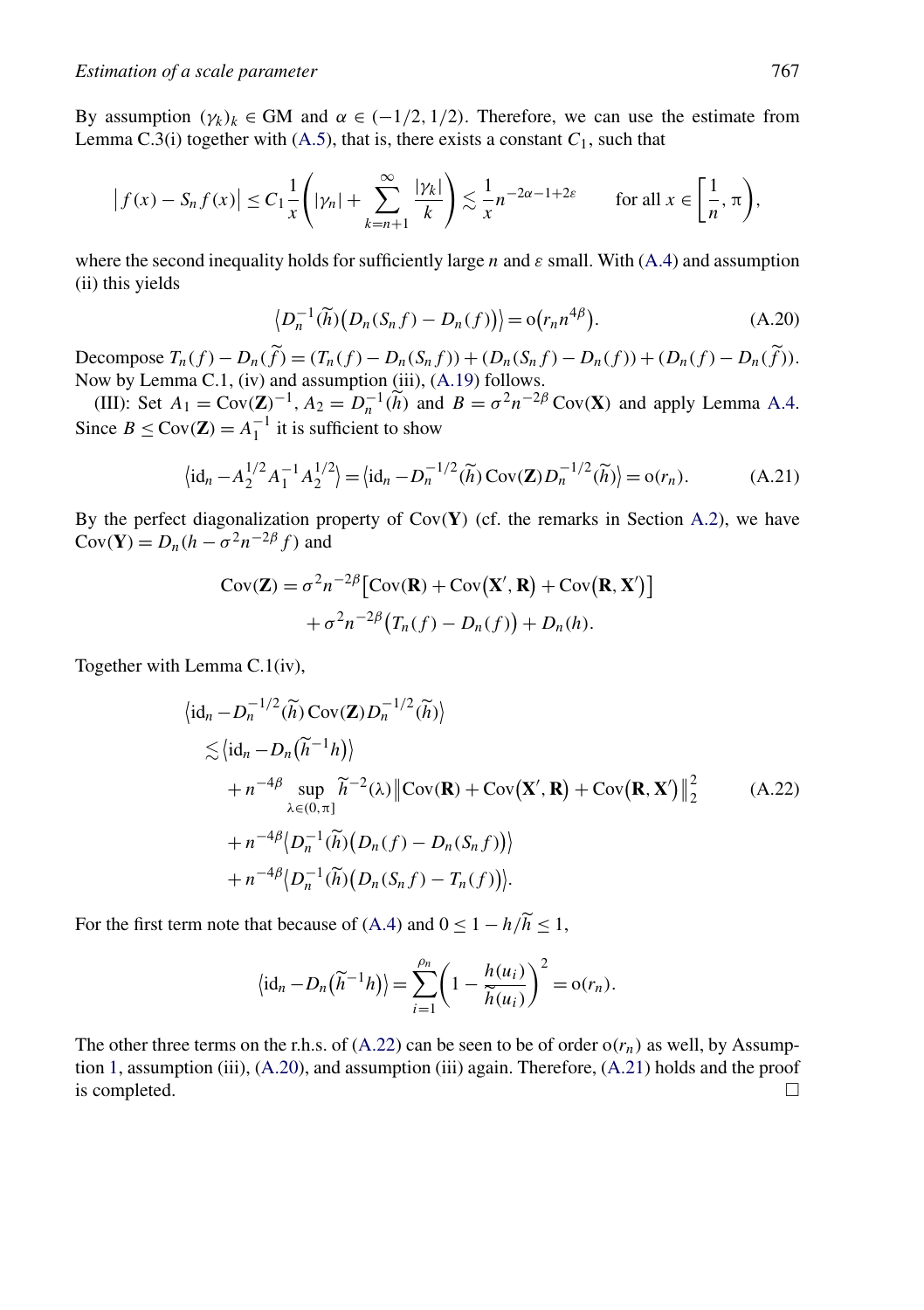By assumption $(\gamma_k)_k \in \mathrm{GM}$ and $\alpha \in (-1/2, 1/2)$. Therefore, we can use the estimate from Lemma C.3(i) together with (A.5), that is, there exists a constant $C_1$, such that

$$\left| f(x) - S_n f(x) \right| \le C_1 \frac{1}{x} \left( |\gamma_n| + \sum_{k=n+1}^{\infty} \frac{|\gamma_k|}{k} \right) \lesssim \frac{1}{x} n^{-2\alpha - 1 + 2\varepsilon} \qquad \text{for all } x \in \left[ \frac{1}{n}, \pi \right),$$

where the second inequality holds for sufficiently large $n$ and $\varepsilon$ small. With (A.4) and assumption (ii) this yields

$$\left\langle D_n^{-1}(\widetilde{h}) \big( D_n(S_n f) - D_n(f) \big) \right\rangle = \mathrm{o}\big( r_n n^{4\beta} \big). \tag{A.20}$$

Decompose $T_n(f) - D_n(\widetilde{f}) = (T_n(f) - D_n(S_n f)) + (D_n(S_n f) - D_n(f)) + (D_n(f) - D_n(\widetilde{f}))$. Now by Lemma C.1, (iv) and assumption (iii), (A.19) follows.

(III): Set $A_1 = \operatorname{Cov}(\mathbf{Z})^{-1}$, $A_2 = D_n^{-1}(\widetilde{h})$ and $B = \sigma^2 n^{-2\beta} \operatorname{Cov}(\mathbf{X})$ and apply Lemma A.4. Since $B \le \operatorname{Cov}(\mathbf{Z}) = A_1^{-1}$ it is sufficient to show

$$\left\langle \mathrm{id}_n - A_2^{1/2} A_1^{-1} A_2^{1/2} \right\rangle = \left\langle \mathrm{id}_n - D_n^{-1/2}(\widetilde{h}) \operatorname{Cov}(\mathbf{Z}) D_n^{-1/2}(\widetilde{h}) \right\rangle = \mathrm{o}(r_n). \tag{A.21}$$

By the perfect diagonalization property of $\operatorname{Cov}(\mathbf{Y})$ (cf. the remarks in Section A.2), we have $\operatorname{Cov}(\mathbf{Y}) = D_n(h - \sigma^2 n^{-2\beta} f)$ and

$$\begin{aligned}
\operatorname{Cov}(\mathbf{Z}) = {} & \sigma^2 n^{-2\beta} \left[ \operatorname{Cov}(\mathbf{R}) + \operatorname{Cov}\big(\mathbf{X}', \mathbf{R}\big) + \operatorname{Cov}\big(\mathbf{R}, \mathbf{X}'\big) \right] \\
& + \sigma^2 n^{-2\beta} \big( T_n(f) - D_n(f) \big) + D_n(h).
\end{aligned}$$

Together with Lemma C.1(iv),

$$\begin{aligned}
& \left\langle \mathrm{id}_n - D_n^{-1/2}(\widetilde{h}) \operatorname{Cov}(\mathbf{Z}) D_n^{-1/2}(\widetilde{h}) \right\rangle \\
& \quad \lesssim \left\langle \mathrm{id}_n - D_n\big( \widetilde{h}^{-1} h \big) \right\rangle \\
& \qquad + n^{-4\beta} \sup_{\lambda \in (0, \pi]} \widetilde{h}^{-2}(\lambda) \left\| \operatorname{Cov}(\mathbf{R}) + \operatorname{Cov}\big(\mathbf{X}', \mathbf{R}\big) + \operatorname{Cov}\big(\mathbf{R}, \mathbf{X}'\big) \right\|_2^2 \\
& \qquad + n^{-4\beta} \left\langle D_n^{-1}(\widetilde{h}) \big( D_n(f) - D_n(S_n f) \big) \right\rangle \\
& \qquad + n^{-4\beta} \left\langle D_n^{-1}(\widetilde{h}) \big( D_n(S_n f) - T_n(f) \big) \right\rangle.
\end{aligned} \tag{A.22}$$

For the first term note that because of (A.4) and $0 \le 1 - h/\widetilde{h} \le 1$,

$$\left\langle \mathrm{id}_n - D_n\big( \widetilde{h}^{-1} h \big) \right\rangle = \sum_{i=1}^{\rho_n} \left( 1 - \frac{h(u_i)}{\widetilde{h}(u_i)} \right)^2 = \mathrm{o}(r_n).$$

The other three terms on the r.h.s. of (A.22) can be seen to be of order $\mathrm{o}(r_n)$ as well, by Assumption 1, assumption (iii), (A.20), and assumption (iii) again. Therefore, (A.21) holds and the proof is completed. $\square$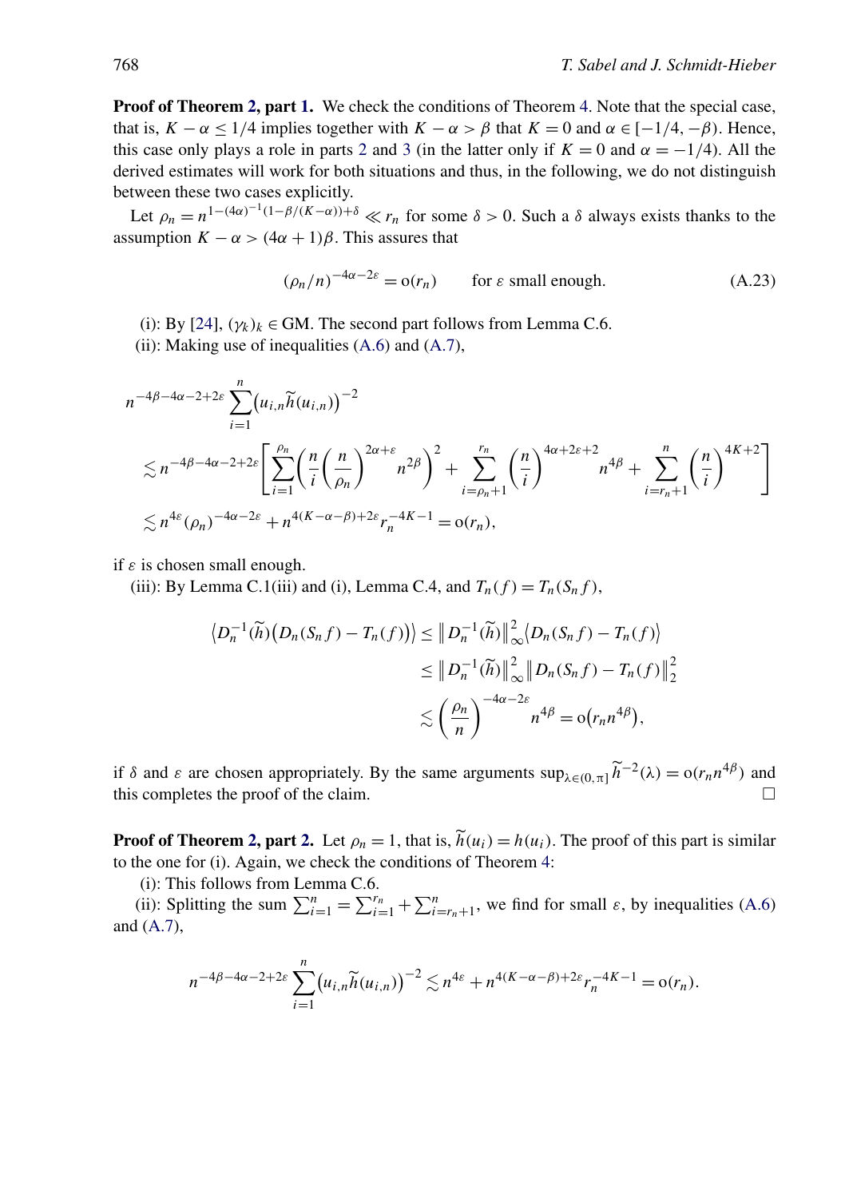**Proof of Theorem 2, part 1.** We check the conditions of Theorem 4. Note that the special case, that is, $K - \alpha \le 1/4$ implies together with $K - \alpha > \beta$ that $K = 0$ and $\alpha \in [-1/4, -\beta)$. Hence, this case only plays a role in parts 2 and 3 (in the latter only if $K = 0$ and $\alpha = -1/4$). All the derived estimates will work for both situations and thus, in the following, we do not distinguish between these two cases explicitly.

Let $\rho_n = n^{1-(4\alpha)^{-1}(1-\beta/(K-\alpha))+\delta} \ll r_n$ for some $\delta > 0$. Such a $\delta$ always exists thanks to the assumption $K - \alpha > (4\alpha + 1)\beta$. This assures that

$$(\rho_n/n)^{-4\alpha-2\varepsilon} = \mathrm{o}(r_n) \qquad \text{for } \varepsilon \text{ small enough.} \tag{A.23}$$

(i): By [24], $(\gamma_k)_k \in \mathrm{GM}$. The second part follows from Lemma C.6.

(ii): Making use of inequalities (A.6) and (A.7),

$$\begin{aligned}
&n^{-4\beta-4\alpha-2+2\varepsilon} \sum_{i=1}^{n} \big(u_{i,n} \widetilde{h}(u_{i,n})\big)^{-2} \\
&\quad \lesssim n^{-4\beta-4\alpha-2+2\varepsilon} \left[ \sum_{i=1}^{\rho_n} \left( \frac{n}{i} \left( \frac{n}{\rho_n} \right)^{2\alpha+\varepsilon} n^{2\beta} \right)^2 + \sum_{i=\rho_n+1}^{r_n} \left( \frac{n}{i} \right)^{4\alpha+2\varepsilon+2} n^{4\beta} + \sum_{i=r_n+1}^{n} \left( \frac{n}{i} \right)^{4K+2} \right] \\
&\quad \lesssim n^{4\varepsilon} (\rho_n)^{-4\alpha-2\varepsilon} + n^{4(K-\alpha-\beta)+2\varepsilon} r_n^{-4K-1} = \mathrm{o}(r_n),
\end{aligned}$$

if $\varepsilon$ is chosen small enough.

(iii): By Lemma C.1(iii) and (i), Lemma C.4, and $T_n(f) = T_n(S_n f)$,

$$\begin{aligned}
\big\langle D_n^{-1}(\widetilde{h})\big(D_n(S_n f) - T_n(f)\big)\big\rangle &\le \big\| D_n^{-1}(\widetilde{h})\big\|_\infty^2 \big\langle D_n(S_n f) - T_n(f)\big\rangle \\
&\le \big\| D_n^{-1}(\widetilde{h})\big\|_\infty^2 \big\| D_n(S_n f) - T_n(f)\big\|_2^2 \\
&\lesssim \left( \frac{\rho_n}{n} \right)^{-4\alpha-2\varepsilon} n^{4\beta} = \mathrm{o}\big(r_n n^{4\beta}\big),
\end{aligned}$$

if $\delta$ and $\varepsilon$ are chosen appropriately. By the same arguments $\sup_{\lambda \in (0,\pi]} \widetilde{h}^{-2}(\lambda) = \mathrm{o}(r_n n^{4\beta})$ and this completes the proof of the claim. $\square$

**Proof of Theorem 2, part 2.** Let $\rho_n = 1$, that is, $\widetilde{h}(u_i) = h(u_i)$. The proof of this part is similar to the one for (i). Again, we check the conditions of Theorem 4:

(i): This follows from Lemma C.6.

(ii): Splitting the sum $\sum_{i=1}^{n} = \sum_{i=1}^{r_n} + \sum_{i=r_n+1}^{n}$, we find for small $\varepsilon$, by inequalities (A.6) and (A.7),

$$n^{-4\beta-4\alpha-2+2\varepsilon} \sum_{i=1}^{n} \big(u_{i,n} \widetilde{h}(u_{i,n})\big)^{-2} \lesssim n^{4\varepsilon} + n^{4(K-\alpha-\beta)+2\varepsilon} r_n^{-4K-1} = \mathrm{o}(r_n).$$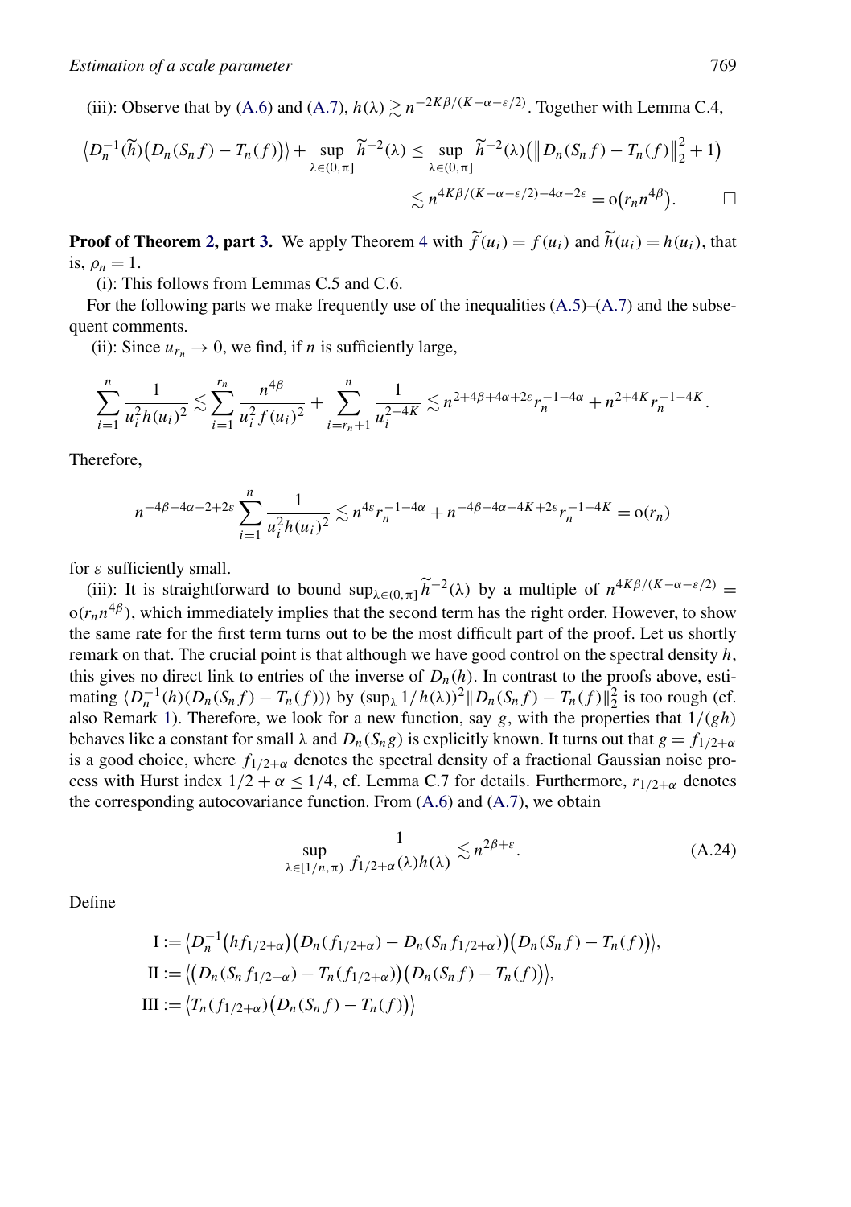(iii): Observe that by (A.6) and (A.7), $h(\lambda) \gtrsim n^{-2K\beta/(K-\alpha-\varepsilon/2)}$. Together with Lemma C.4,

$$\langle D_n^{-1}(\widetilde{h})\big(D_n(S_n f) - T_n(f)\big)\rangle + \sup_{\lambda\in(0,\pi]} \widetilde{h}^{-2}(\lambda) \le \sup_{\lambda\in(0,\pi]} \widetilde{h}^{-2}(\lambda)\big(\|D_n(S_n f) - T_n(f)\|_2^2 + 1\big)$$

$$\lesssim n^{4K\beta/(K-\alpha-\varepsilon/2)-4\alpha+2\varepsilon} = o\big(r_n n^{4\beta}\big). \qquad \square$$

**Proof of Theorem 2, part 3.** We apply Theorem 4 with $\widetilde{f}(u_i) = f(u_i)$ and $\widetilde{h}(u_i) = h(u_i)$, that is, $\rho_n = 1$.

(i): This follows from Lemmas C.5 and C.6.

For the following parts we make frequently use of the inequalities (A.5)–(A.7) and the subsequent comments.

(ii): Since $u_{r_n} \to 0$, we find, if $n$ is sufficiently large,

$$\sum_{i=1}^{n} \frac{1}{u_i^2 h(u_i)^2} \lesssim \sum_{i=1}^{r_n} \frac{n^{4\beta}}{u_i^2 f(u_i)^2} + \sum_{i=r_n+1}^{n} \frac{1}{u_i^{2+4K}} \lesssim n^{2+4\beta+4\alpha+2\varepsilon} r_n^{-1-4\alpha} + n^{2+4K} r_n^{-1-4K}.$$

Therefore,

$$n^{-4\beta-4\alpha-2+2\varepsilon} \sum_{i=1}^{n} \frac{1}{u_i^2 h(u_i)^2} \lesssim n^{4\varepsilon} r_n^{-1-4\alpha} + n^{-4\beta-4\alpha+4K+2\varepsilon} r_n^{-1-4K} = o(r_n)$$

for $\varepsilon$ sufficiently small.

(iii): It is straightforward to bound $\sup_{\lambda\in(0,\pi]} \widetilde{h}^{-2}(\lambda)$ by a multiple of $n^{4K\beta/(K-\alpha-\varepsilon/2)} = o(r_n n^{4\beta})$, which immediately implies that the second term has the right order. However, to show the same rate for the first term turns out to be the most difficult part of the proof. Let us shortly remark on that. The crucial point is that although we have good control on the spectral density $h$, this gives no direct link to entries of the inverse of $D_n(h)$. In contrast to the proofs above, estimating $\langle D_n^{-1}(h)(D_n(S_n f) - T_n(f))\rangle$ by $(\sup_\lambda 1/h(\lambda))^2 \|D_n(S_n f) - T_n(f)\|_2^2$ is too rough (cf. also Remark 1). Therefore, we look for a new function, say $g$, with the properties that $1/(gh)$ behaves like a constant for small $\lambda$ and $D_n(S_n g)$ is explicitly known. It turns out that $g = f_{1/2+\alpha}$ is a good choice, where $f_{1/2+\alpha}$ denotes the spectral density of a fractional Gaussian noise process with Hurst index $1/2 + \alpha \le 1/4$, cf. Lemma C.7 for details. Furthermore, $r_{1/2+\alpha}$ denotes the corresponding autocovariance function. From (A.6) and (A.7), we obtain

$$\sup_{\lambda\in[1/n,\pi)} \frac{1}{f_{1/2+\alpha}(\lambda) h(\lambda)} \lesssim n^{2\beta+\varepsilon}. \tag{A.24}$$

Define

$$\begin{aligned}
\mathrm{I} &:= \big\langle D_n^{-1}\big(h f_{1/2+\alpha}\big)\big(D_n(f_{1/2+\alpha}) - D_n(S_n f_{1/2+\alpha})\big)\big(D_n(S_n f) - T_n(f)\big)\big\rangle, \\
\mathrm{II} &:= \big\langle \big(D_n(S_n f_{1/2+\alpha}) - T_n(f_{1/2+\alpha})\big)\big(D_n(S_n f) - T_n(f)\big)\big\rangle, \\
\mathrm{III} &:= \big\langle T_n(f_{1/2+\alpha})\big(D_n(S_n f) - T_n(f)\big)\big\rangle
\end{aligned}$$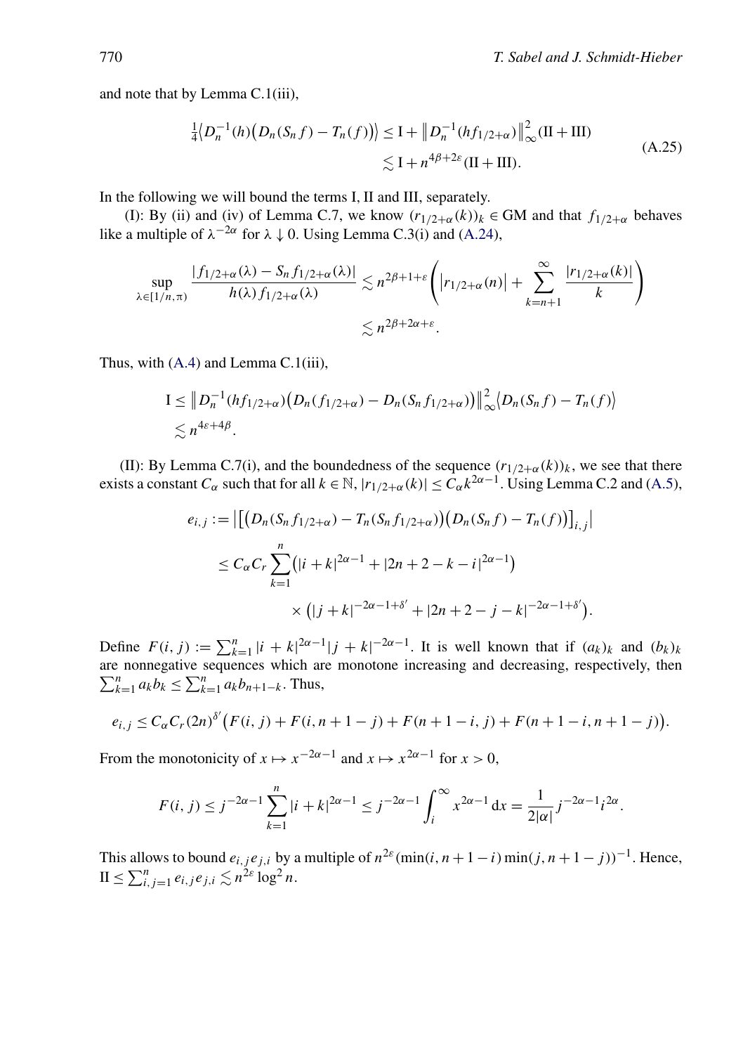and note that by Lemma C.1(iii),

$$
\begin{aligned}
\tfrac{1}{4}\big\langle D_n^{-1}(h)\big(D_n(S_n f) - T_n(f)\big)\big\rangle &\leq \mathrm{I} + \big\| D_n^{-1}(h f_{1/2+\alpha})\big\|_\infty^2 (\mathrm{II} + \mathrm{III}) \\
&\lesssim \mathrm{I} + n^{4\beta+2\varepsilon}(\mathrm{II} + \mathrm{III}).
\end{aligned}
\tag{A.25}
$$

In the following we will bound the terms I, II and III, separately.

(I): By (ii) and (iv) of Lemma C.7, we know $(r_{1/2+\alpha}(k))_k \in \mathrm{GM}$ and that $f_{1/2+\alpha}$ behaves like a multiple of $\lambda^{-2\alpha}$ for $\lambda \downarrow 0$. Using Lemma C.3(i) and (A.24),

$$
\begin{aligned}
\sup_{\lambda \in [1/n, \pi)} \frac{|f_{1/2+\alpha}(\lambda) - S_n f_{1/2+\alpha}(\lambda)|}{h(\lambda) f_{1/2+\alpha}(\lambda)} &\lesssim n^{2\beta+1+\varepsilon}\left(\big|r_{1/2+\alpha}(n)\big| + \sum_{k=n+1}^{\infty} \frac{|r_{1/2+\alpha}(k)|}{k}\right) \\
&\lesssim n^{2\beta+2\alpha+\varepsilon}.
\end{aligned}
$$

Thus, with (A.4) and Lemma C.1(iii),

$$
\begin{aligned}
\mathrm{I} &\leq \big\| D_n^{-1}(h f_{1/2+\alpha})\big(D_n(f_{1/2+\alpha}) - D_n(S_n f_{1/2+\alpha})\big)\big\|_\infty^2 \big\langle D_n(S_n f) - T_n(f)\big\rangle \\
&\lesssim n^{4\varepsilon+4\beta}.
\end{aligned}
$$

(II): By Lemma C.7(i), and the boundedness of the sequence $(r_{1/2+\alpha}(k))_k$, we see that there exists a constant $C_\alpha$ such that for all $k \in \mathbb{N}$, $|r_{1/2+\alpha}(k)| \leq C_\alpha k^{2\alpha-1}$. Using Lemma C.2 and (A.5),

$$
\begin{aligned}
e_{i,j} &:= \big|\big[\big(D_n(S_n f_{1/2+\alpha}) - T_n(S_n f_{1/2+\alpha})\big)\big(D_n(S_n f) - T_n(f)\big)\big]_{i,j}\big| \\
&\leq C_\alpha C_r \sum_{k=1}^{n} \big(|i+k|^{2\alpha-1} + |2n+2-k-i|^{2\alpha-1}\big) \\
&\qquad\qquad \times \big(|j+k|^{-2\alpha-1+\delta'} + |2n+2-j-k|^{-2\alpha-1+\delta'}\big).
\end{aligned}
$$

Define $F(i,j) := \sum_{k=1}^{n} |i+k|^{2\alpha-1}|j+k|^{-2\alpha-1}$. It is well known that if $(a_k)_k$ and $(b_k)_k$ are nonnegative sequences which are monotone increasing and decreasing, respectively, then $\sum_{k=1}^n a_k b_k \leq \sum_{k=1}^n a_k b_{n+1-k}$. Thus,

$$
e_{i,j} \leq C_\alpha C_r (2n)^{\delta'}\big(F(i,j) + F(i, n+1-j) + F(n+1-i, j) + F(n+1-i, n+1-j)\big).
$$

From the monotonicity of $x \mapsto x^{-2\alpha-1}$ and $x \mapsto x^{2\alpha-1}$ for $x > 0$,

$$
F(i,j) \leq j^{-2\alpha-1} \sum_{k=1}^{n} |i+k|^{2\alpha-1} \leq j^{-2\alpha-1} \int_i^\infty x^{2\alpha-1}\,\mathrm{d}x = \frac{1}{2|\alpha|} j^{-2\alpha-1} i^{2\alpha}.
$$

This allows to bound $e_{i,j}e_{j,i}$ by a multiple of $n^{2\varepsilon}(\min(i, n+1-i)\min(j, n+1-j))^{-1}$. Hence, $\mathrm{II} \leq \sum_{i,j=1}^{n} e_{i,j}e_{j,i} \lesssim n^{2\varepsilon}\log^2 n$.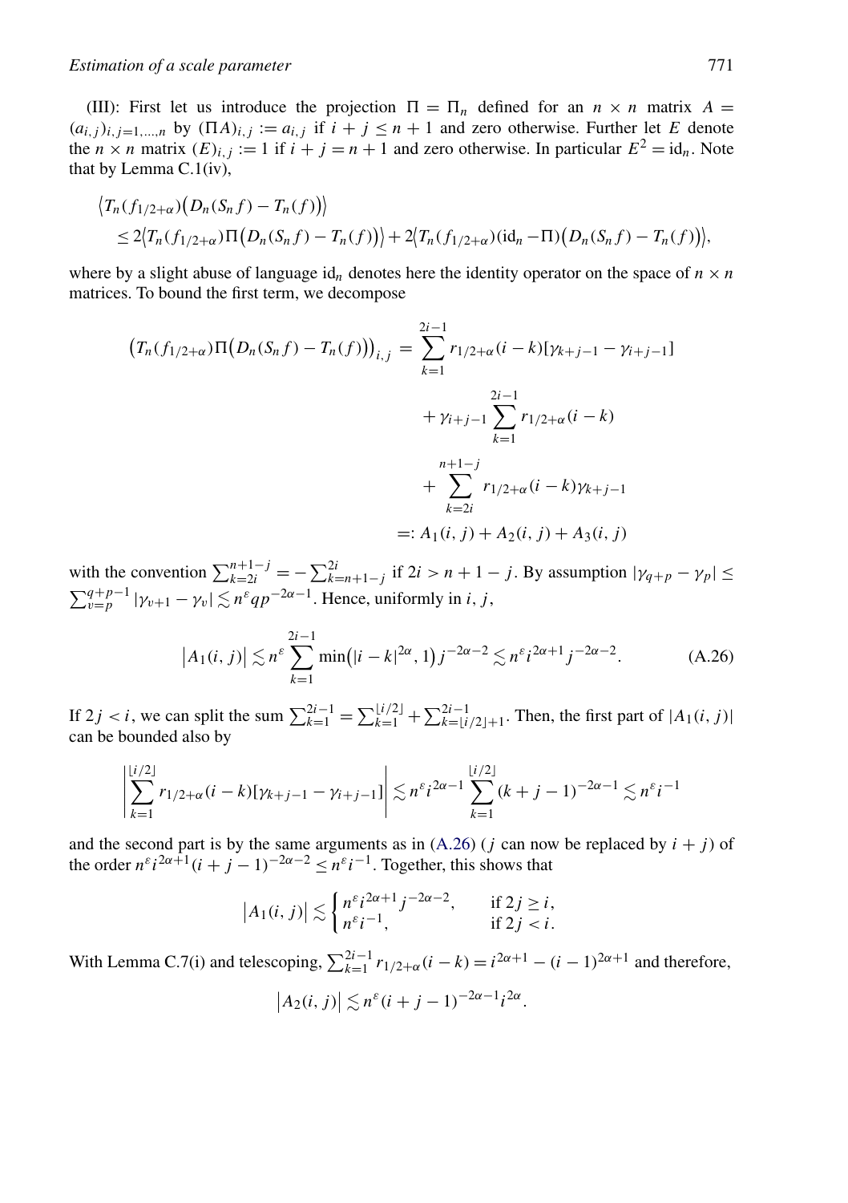(III): First let us introduce the projection $\Pi = \Pi_n$ defined for an $n \times n$ matrix $A = (a_{i,j})_{i,j=1,\dots,n}$ by $(\Pi A)_{i,j} := a_{i,j}$ if $i + j \le n + 1$ and zero otherwise. Further let $E$ denote the $n \times n$ matrix $(E)_{i,j} := 1$ if $i + j = n + 1$ and zero otherwise. In particular $E^2 = \mathrm{id}_n$. Note that by Lemma C.1(iv),

$$
\begin{aligned}
&\big\langle T_n(f_{1/2+\alpha})\big(D_n(S_n f) - T_n(f)\big)\big\rangle \\
&\quad \le 2\big\langle T_n(f_{1/2+\alpha})\Pi\big(D_n(S_n f) - T_n(f)\big)\big\rangle + 2\big\langle T_n(f_{1/2+\alpha})(\mathrm{id}_n - \Pi)\big(D_n(S_n f) - T_n(f)\big)\big\rangle,
\end{aligned}
$$

where by a slight abuse of language $\mathrm{id}_n$ denotes here the identity operator on the space of $n \times n$ matrices. To bound the first term, we decompose

$$
\begin{aligned}
\big(T_n(f_{1/2+\alpha})\Pi\big(D_n(S_n f) - T_n(f)\big)\big)_{i,j} &= \sum_{k=1}^{2i-1} r_{1/2+\alpha}(i-k)[\gamma_{k+j-1} - \gamma_{i+j-1}] \\
&\quad + \gamma_{i+j-1}\sum_{k=1}^{2i-1} r_{1/2+\alpha}(i-k) \\
&\quad + \sum_{k=2i}^{n+1-j} r_{1/2+\alpha}(i-k)\gamma_{k+j-1} \\
&=: A_1(i,j) + A_2(i,j) + A_3(i,j)
\end{aligned}
$$

with the convention $\sum_{k=2i}^{n+1-j} = -\sum_{k=n+1-j}^{2i}$ if $2i > n + 1 - j$. By assumption $|\gamma_{q+p} - \gamma_p| \le \sum_{v=p}^{q+p-1} |\gamma_{v+1} - \gamma_v| \lesssim n^{\varepsilon} q p^{-2\alpha-1}$. Hence, uniformly in $i$, $j$,

$$
\big|A_1(i,j)\big| \lesssim n^{\varepsilon} \sum_{k=1}^{2i-1} \min\big(|i-k|^{2\alpha}, 1\big) j^{-2\alpha-2} \lesssim n^{\varepsilon} i^{2\alpha+1} j^{-2\alpha-2}. \tag{A.26}
$$

If $2j < i$, we can split the sum $\sum_{k=1}^{2i-1} = \sum_{k=1}^{\lfloor i/2 \rfloor} + \sum_{k=\lfloor i/2 \rfloor+1}^{2i-1}$. Then, the first part of $|A_1(i,j)|$ can be bounded also by

$$
\left| \sum_{k=1}^{\lfloor i/2 \rfloor} r_{1/2+\alpha}(i-k)[\gamma_{k+j-1} - \gamma_{i+j-1}] \right| \lesssim n^{\varepsilon} i^{2\alpha-1} \sum_{k=1}^{\lfloor i/2 \rfloor} (k+j-1)^{-2\alpha-1} \lesssim n^{\varepsilon} i^{-1}
$$

and the second part is by the same arguments as in (A.26) ($j$ can now be replaced by $i + j$) of the order $n^{\varepsilon} i^{2\alpha+1}(i+j-1)^{-2\alpha-2} \le n^{\varepsilon} i^{-1}$. Together, this shows that

$$
\big|A_1(i,j)\big| \lesssim \begin{cases} n^{\varepsilon} i^{2\alpha+1} j^{-2\alpha-2}, & \text{if } 2j \ge i, \\ n^{\varepsilon} i^{-1}, & \text{if } 2j < i. \end{cases}
$$

With Lemma C.7(i) and telescoping, $\sum_{k=1}^{2i-1} r_{1/2+\alpha}(i-k) = i^{2\alpha+1} - (i-1)^{2\alpha+1}$ and therefore,

$$
\big|A_2(i,j)\big| \lesssim n^{\varepsilon}(i+j-1)^{-2\alpha-1} i^{2\alpha}.
$$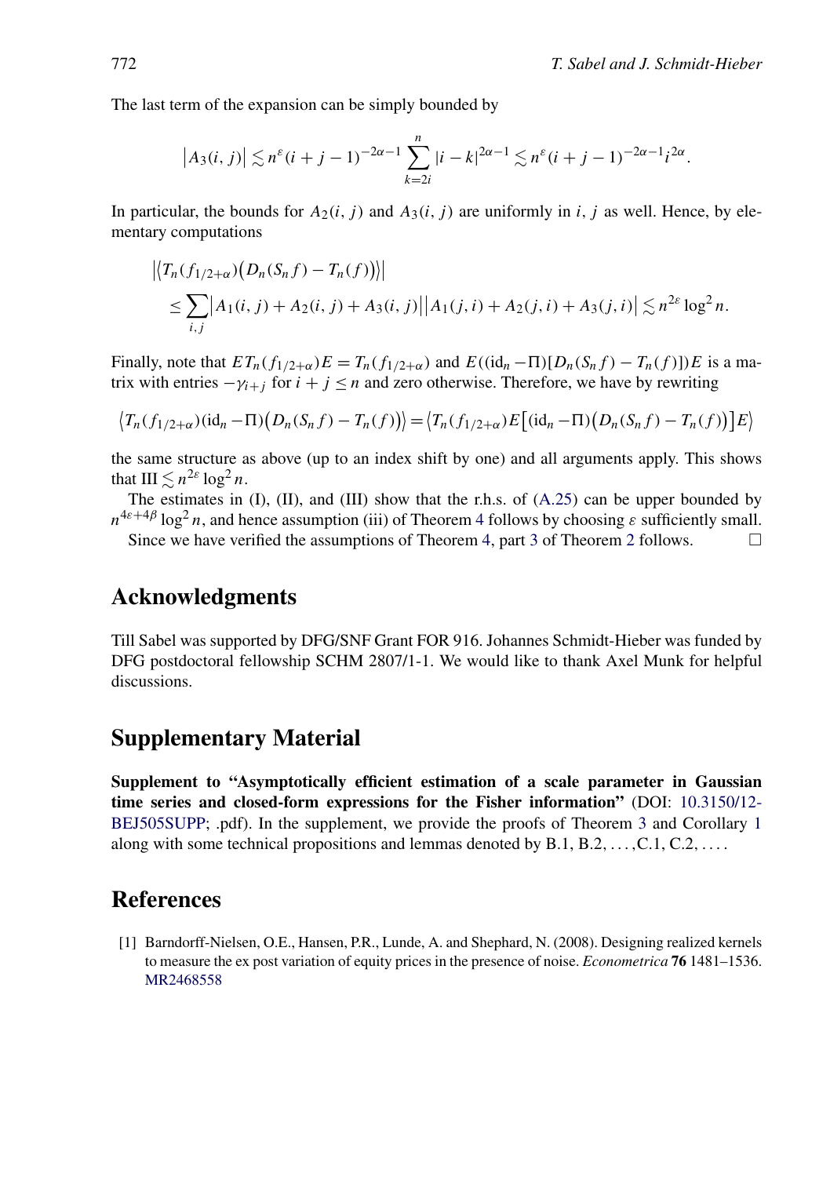The last term of the expansion can be simply bounded by

$$\left|A_3(i,j)\right| \lesssim n^{\varepsilon}(i+j-1)^{-2\alpha-1} \sum_{k=2i}^{n} |i-k|^{2\alpha-1} \lesssim n^{\varepsilon}(i+j-1)^{-2\alpha-1} i^{2\alpha}.$$

In particular, the bounds for $A_2(i,j)$ and $A_3(i,j)$ are uniformly in $i, j$ as well. Hence, by elementary computations

$$\begin{aligned}
&\left|\left\langle T_n(f_{1/2+\alpha})\bigl(D_n(S_n f) - T_n(f)\bigr)\right\rangle\right| \\
&\quad \le \sum_{i,j} \left|A_1(i,j) + A_2(i,j) + A_3(i,j)\right| \left|A_1(j,i) + A_2(j,i) + A_3(j,i)\right| \lesssim n^{2\varepsilon} \log^2 n.
\end{aligned}$$

Finally, note that $E T_n(f_{1/2+\alpha}) E = T_n(f_{1/2+\alpha})$ and $E((\mathrm{id}_n - \Pi)[D_n(S_n f) - T_n(f)])E$ is a matrix with entries $-\gamma_{i+j}$ for $i + j \le n$ and zero otherwise. Therefore, we have by rewriting

$$\left\langle T_n(f_{1/2+\alpha})(\mathrm{id}_n - \Pi)\bigl(D_n(S_n f) - T_n(f)\bigr)\right\rangle = \left\langle T_n(f_{1/2+\alpha}) E\bigl[(\mathrm{id}_n - \Pi)\bigl(D_n(S_n f) - T_n(f)\bigr)\bigr]E\right\rangle$$

the same structure as above (up to an index shift by one) and all arguments apply. This shows that III $\lesssim n^{2\varepsilon} \log^2 n$.

The estimates in (I), (II), and (III) show that the r.h.s. of (A.25) can be upper bounded by $n^{4\varepsilon+4\beta} \log^2 n$, and hence assumption (iii) of Theorem 4 follows by choosing $\varepsilon$ sufficiently small.

Since we have verified the assumptions of Theorem 4, part 3 of Theorem 2 follows. □

## Acknowledgments

Till Sabel was supported by DFG/SNF Grant FOR 916. Johannes Schmidt-Hieber was funded by DFG postdoctoral fellowship SCHM 2807/1-1. We would like to thank Axel Munk for helpful discussions.

## Supplementary Material

**Supplement to "Asymptotically efficient estimation of a scale parameter in Gaussian time series and closed-form expressions for the Fisher information"** (DOI: 10.3150/12-BEJ505SUPP; .pdf). In the supplement, we provide the proofs of Theorem 3 and Corollary 1 along with some technical propositions and lemmas denoted by B.1, B.2, ..., C.1, C.2, ....

## References

[1] Barndorff-Nielsen, O.E., Hansen, P.R., Lunde, A. and Shephard, N. (2008). Designing realized kernels to measure the ex post variation of equity prices in the presence of noise. *Econometrica* **76** 1481–1536. MR2468558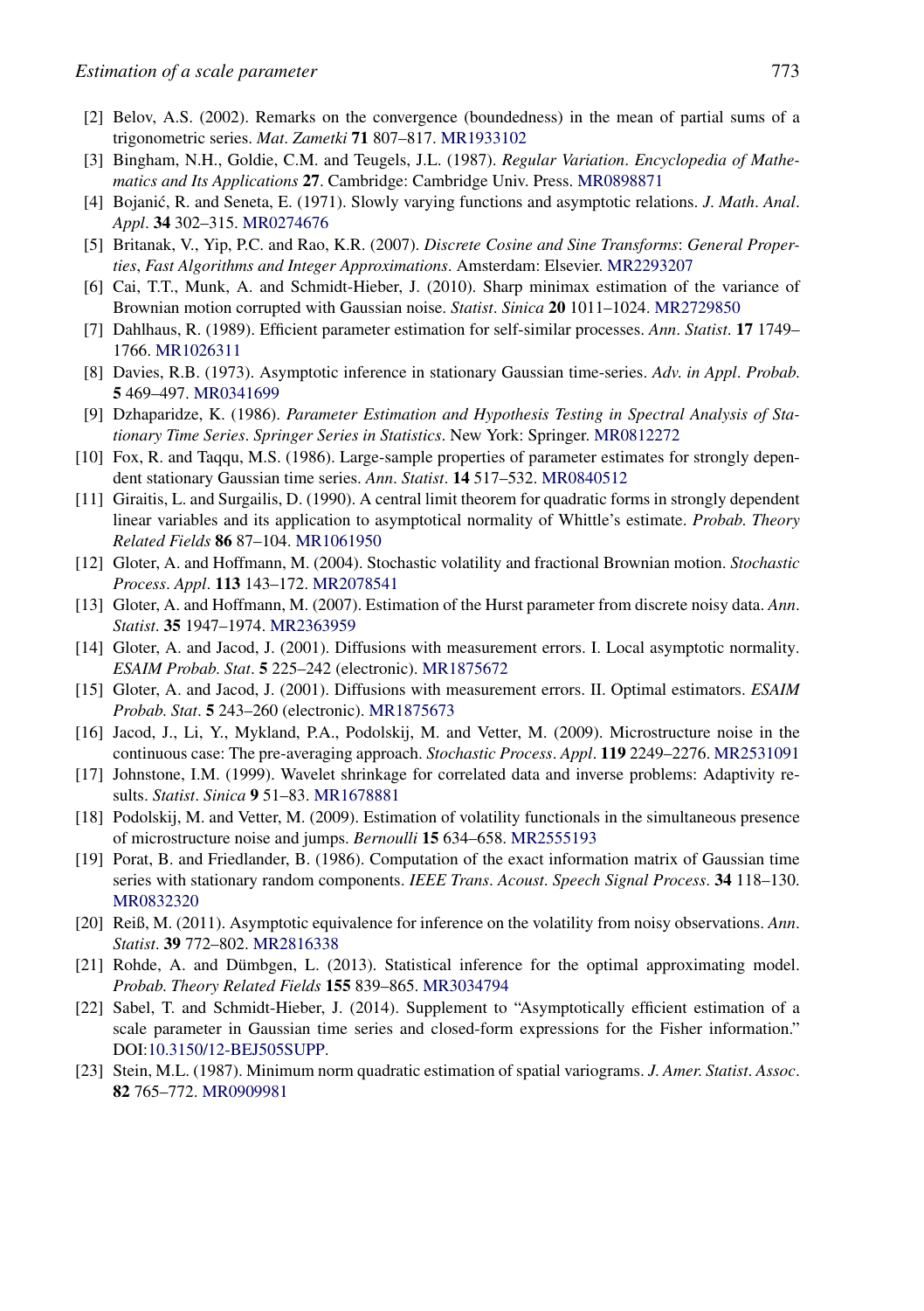[2] Belov, A.S. (2002). Remarks on the convergence (boundedness) in the mean of partial sums of a trigonometric series. *Mat. Zametki* **71** 807–817. MR1933102

[3] Bingham, N.H., Goldie, C.M. and Teugels, J.L. (1987). *Regular Variation. Encyclopedia of Mathematics and Its Applications* **27**. Cambridge: Cambridge Univ. Press. MR0898871

[4] Bojanić, R. and Seneta, E. (1971). Slowly varying functions and asymptotic relations. *J. Math. Anal. Appl.* **34** 302–315. MR0274676

[5] Britanak, V., Yip, P.C. and Rao, K.R. (2007). *Discrete Cosine and Sine Transforms: General Properties, Fast Algorithms and Integer Approximations*. Amsterdam: Elsevier. MR2293207

[6] Cai, T.T., Munk, A. and Schmidt-Hieber, J. (2010). Sharp minimax estimation of the variance of Brownian motion corrupted with Gaussian noise. *Statist. Sinica* **20** 1011–1024. MR2729850

[7] Dahlhaus, R. (1989). Efficient parameter estimation for self-similar processes. *Ann. Statist.* **17** 1749–1766. MR1026311

[8] Davies, R.B. (1973). Asymptotic inference in stationary Gaussian time-series. *Adv. in Appl. Probab.* **5** 469–497. MR0341699

[9] Dzhaparidze, K. (1986). *Parameter Estimation and Hypothesis Testing in Spectral Analysis of Stationary Time Series. Springer Series in Statistics*. New York: Springer. MR0812272

[10] Fox, R. and Taqqu, M.S. (1986). Large-sample properties of parameter estimates for strongly dependent stationary Gaussian time series. *Ann. Statist.* **14** 517–532. MR0840512

[11] Giraitis, L. and Surgailis, D. (1990). A central limit theorem for quadratic forms in strongly dependent linear variables and its application to asymptotical normality of Whittle's estimate. *Probab. Theory Related Fields* **86** 87–104. MR1061950

[12] Gloter, A. and Hoffmann, M. (2004). Stochastic volatility and fractional Brownian motion. *Stochastic Process. Appl.* **113** 143–172. MR2078541

[13] Gloter, A. and Hoffmann, M. (2007). Estimation of the Hurst parameter from discrete noisy data. *Ann. Statist.* **35** 1947–1974. MR2363959

[14] Gloter, A. and Jacod, J. (2001). Diffusions with measurement errors. I. Local asymptotic normality. *ESAIM Probab. Stat.* **5** 225–242 (electronic). MR1875672

[15] Gloter, A. and Jacod, J. (2001). Diffusions with measurement errors. II. Optimal estimators. *ESAIM Probab. Stat.* **5** 243–260 (electronic). MR1875673

[16] Jacod, J., Li, Y., Mykland, P.A., Podolskij, M. and Vetter, M. (2009). Microstructure noise in the continuous case: The pre-averaging approach. *Stochastic Process. Appl.* **119** 2249–2276. MR2531091

[17] Johnstone, I.M. (1999). Wavelet shrinkage for correlated data and inverse problems: Adaptivity results. *Statist. Sinica* **9** 51–83. MR1678881

[18] Podolskij, M. and Vetter, M. (2009). Estimation of volatility functionals in the simultaneous presence of microstructure noise and jumps. *Bernoulli* **15** 634–658. MR2555193

[19] Porat, B. and Friedlander, B. (1986). Computation of the exact information matrix of Gaussian time series with stationary random components. *IEEE Trans. Acoust. Speech Signal Process.* **34** 118–130. MR0832320

[20] Reiß, M. (2011). Asymptotic equivalence for inference on the volatility from noisy observations. *Ann. Statist.* **39** 772–802. MR2816338

[21] Rohde, A. and Dümbgen, L. (2013). Statistical inference for the optimal approximating model. *Probab. Theory Related Fields* **155** 839–865. MR3034794

[22] Sabel, T. and Schmidt-Hieber, J. (2014). Supplement to "Asymptotically efficient estimation of a scale parameter in Gaussian time series and closed-form expressions for the Fisher information." DOI:10.3150/12-BEJ505SUPP.

[23] Stein, M.L. (1987). Minimum norm quadratic estimation of spatial variograms. *J. Amer. Statist. Assoc.* **82** 765–772. MR0909981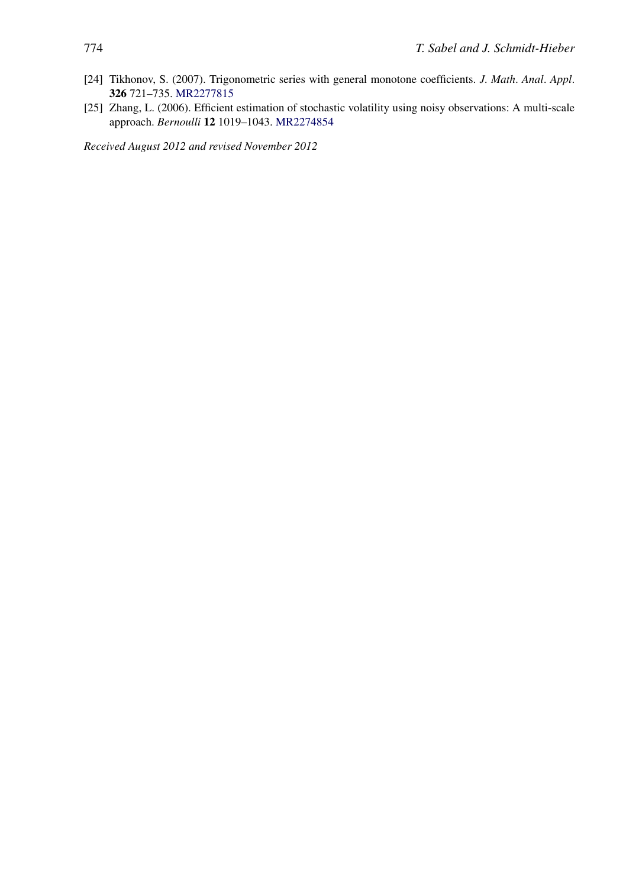[24] Tikhonov, S. (2007). Trigonometric series with general monotone coefficients. *J. Math. Anal. Appl.* **326** 721–735. MR2277815

[25] Zhang, L. (2006). Efficient estimation of stochastic volatility using noisy observations: A multi-scale approach. *Bernoulli* **12** 1019–1043. MR2274854

*Received August 2012 and revised November 2012*